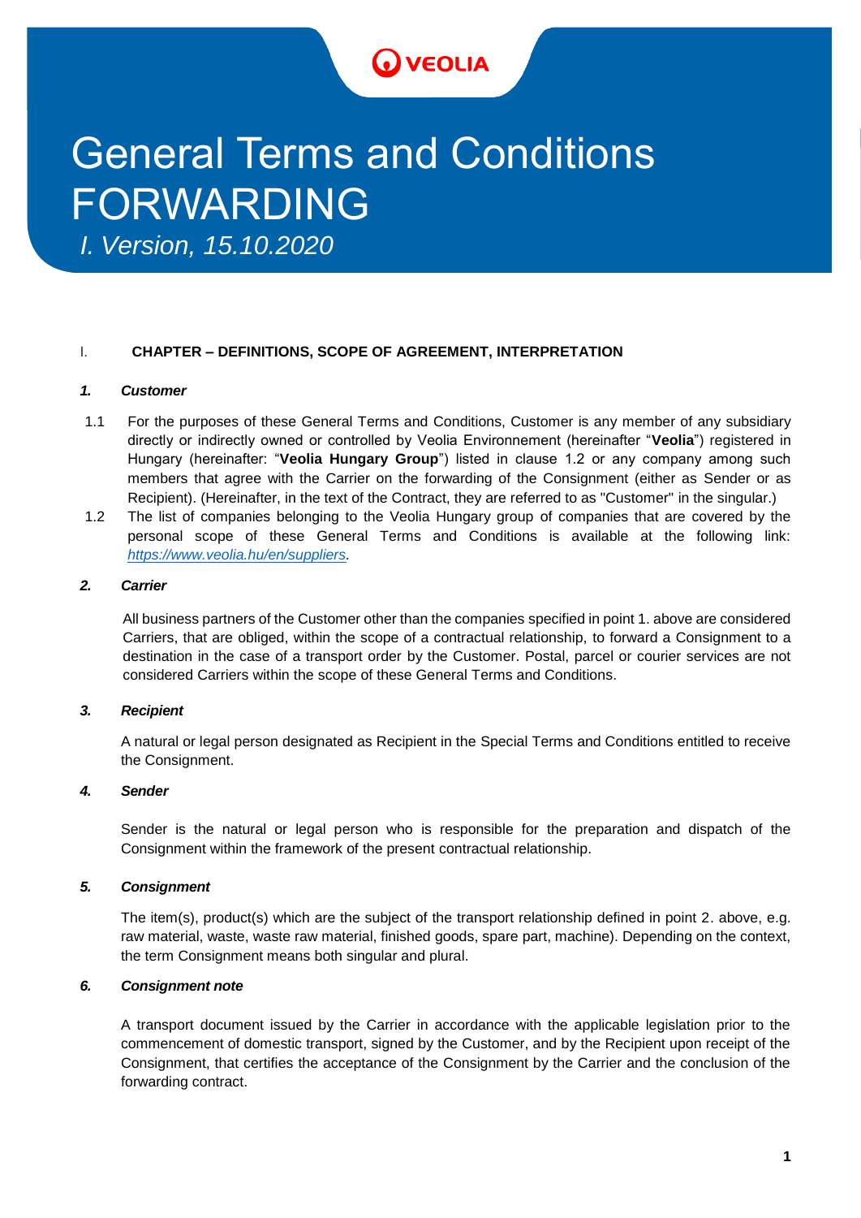# General Terms and Conditions FORWARDING

*I. Version, 15.10.2020*

## I. CHAPTER – DEFINITIONS, SCOPE OF AGREEMENT, INTERPRETATION

### *1. Customer*

1.1 For the purposes of these General Terms and Conditions, Customer is any member of any subsidiary directly or indirectly owned or controlled by Veolia Environnement (hereinafter "**Veolia**") registered in Hungary (hereinafter: "**Veolia Hungary Group**") listed in clause 1.2 or any company among such members that agree with the Carrier on the forwarding of the Consignment (either as Sender or as Recipient). (Hereinafter, in the text of the Contract, they are referred to as "Customer" in the singular.)

1.2 The list of companies belonging to the Veolia Hungary group of companies that are covered by the personal scope of these General Terms and Conditions is available at the following link: *https://www.veolia.hu/en/suppliers.*

### *2. Carrier*

All business partners of the Customer other than the companies specified in point 1. above are considered Carriers, that are obliged, within the scope of a contractual relationship, to forward a Consignment to a destination in the case of a transport order by the Customer. Postal, parcel or courier services are not considered Carriers within the scope of these General Terms and Conditions.

### *3. Recipient*

A natural or legal person designated as Recipient in the Special Terms and Conditions entitled to receive the Consignment.

### *4. Sender*

Sender is the natural or legal person who is responsible for the preparation and dispatch of the Consignment within the framework of the present contractual relationship.

### *5. Consignment*

The item(s), product(s) which are the subject of the transport relationship defined in point 2. above, e.g. raw material, waste, waste raw material, finished goods, spare part, machine). Depending on the context, the term Consignment means both singular and plural.

### *6. Consignment note*

A transport document issued by the Carrier in accordance with the applicable legislation prior to the commencement of domestic transport, signed by the Customer, and by the Recipient upon receipt of the Consignment, that certifies the acceptance of the Consignment by the Carrier and the conclusion of the forwarding contract.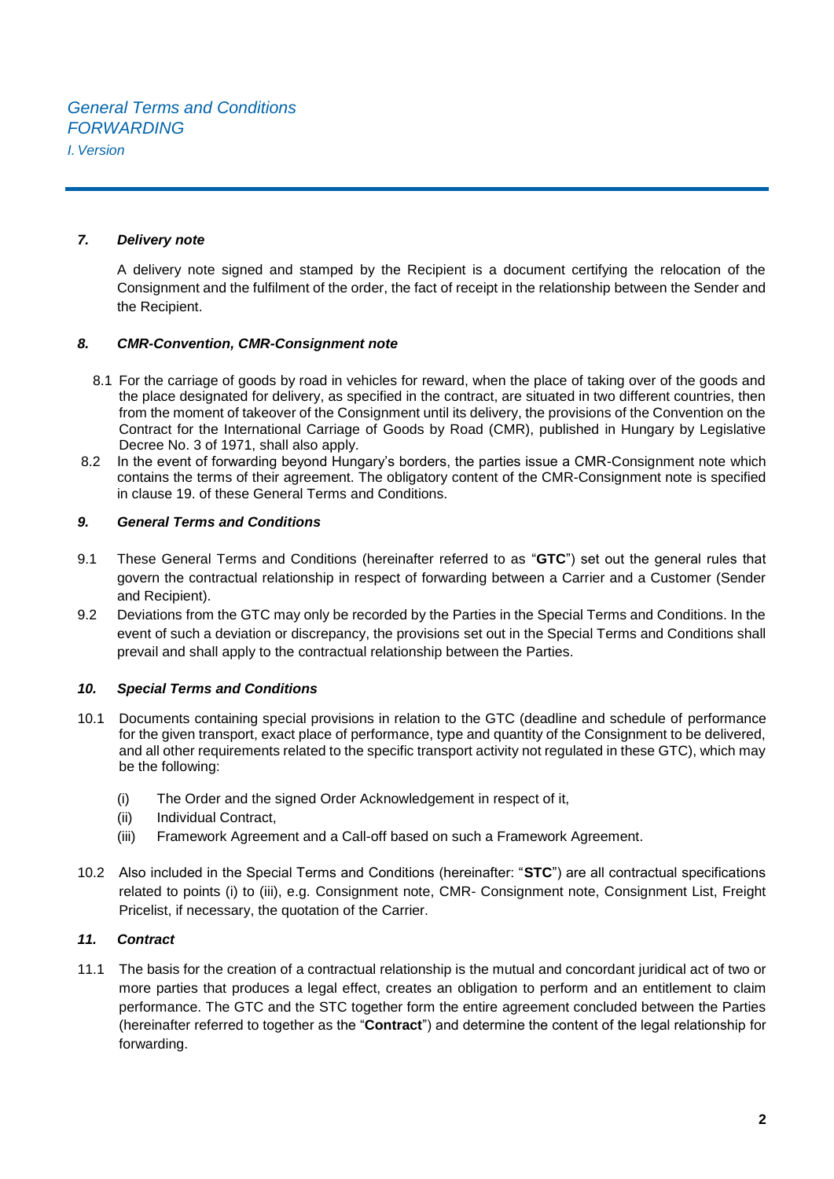### *7. Delivery note*

A delivery note signed and stamped by the Recipient is a document certifying the relocation of the Consignment and the fulfilment of the order, the fact of receipt in the relationship between the Sender and the Recipient.

### *8. CMR-Convention, CMR-Consignment note*

8.1 For the carriage of goods by road in vehicles for reward, when the place of taking over of the goods and the place designated for delivery, as specified in the contract, are situated in two different countries, then from the moment of takeover of the Consignment until its delivery, the provisions of the Convention on the Contract for the International Carriage of Goods by Road (CMR), published in Hungary by Legislative Decree No. 3 of 1971, shall also apply.

8.2 In the event of forwarding beyond Hungary's borders, the parties issue a CMR-Consignment note which contains the terms of their agreement. The obligatory content of the CMR-Consignment note is specified in clause 19. of these General Terms and Conditions.

### *9. General Terms and Conditions*

9.1 These General Terms and Conditions (hereinafter referred to as "**GTC**") set out the general rules that govern the contractual relationship in respect of forwarding between a Carrier and a Customer (Sender and Recipient).

9.2 Deviations from the GTC may only be recorded by the Parties in the Special Terms and Conditions. In the event of such a deviation or discrepancy, the provisions set out in the Special Terms and Conditions shall prevail and shall apply to the contractual relationship between the Parties.

### *10. Special Terms and Conditions*

10.1 Documents containing special provisions in relation to the GTC (deadline and schedule of performance for the given transport, exact place of performance, type and quantity of the Consignment to be delivered, and all other requirements related to the specific transport activity not regulated in these GTC), which may be the following:

(i) The Order and the signed Order Acknowledgement in respect of it,
(ii) Individual Contract,
(iii) Framework Agreement and a Call-off based on such a Framework Agreement.

10.2 Also included in the Special Terms and Conditions (hereinafter: "**STC**") are all contractual specifications related to points (i) to (iii), e.g. Consignment note, CMR- Consignment note, Consignment List, Freight Pricelist, if necessary, the quotation of the Carrier.

### *11. Contract*

11.1 The basis for the creation of a contractual relationship is the mutual and concordant juridical act of two or more parties that produces a legal effect, creates an obligation to perform and an entitlement to claim performance. The GTC and the STC together form the entire agreement concluded between the Parties (hereinafter referred to together as the "**Contract**") and determine the content of the legal relationship for forwarding.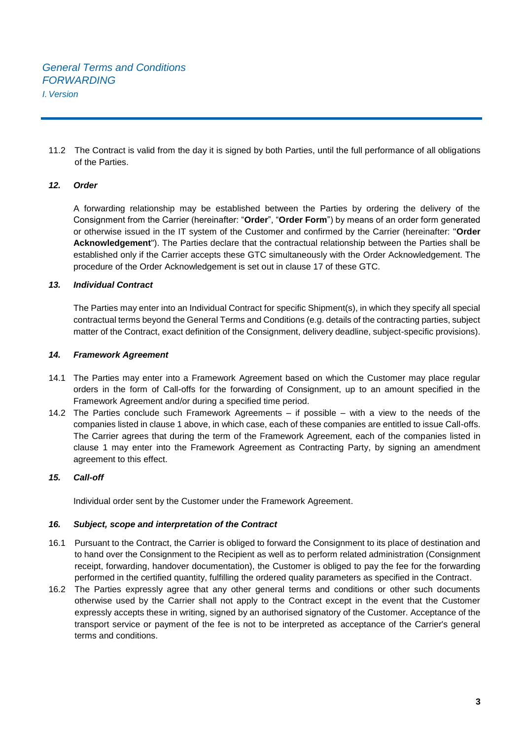11.2 The Contract is valid from the day it is signed by both Parties, until the full performance of all obligations of the Parties.

### *12. Order*

A forwarding relationship may be established between the Parties by ordering the delivery of the Consignment from the Carrier (hereinafter: "**Order**", "**Order Form**") by means of an order form generated or otherwise issued in the IT system of the Customer and confirmed by the Carrier (hereinafter: "**Order Acknowledgement**"). The Parties declare that the contractual relationship between the Parties shall be established only if the Carrier accepts these GTC simultaneously with the Order Acknowledgement. The procedure of the Order Acknowledgement is set out in clause 17 of these GTC.

### *13. Individual Contract*

The Parties may enter into an Individual Contract for specific Shipment(s), in which they specify all special contractual terms beyond the General Terms and Conditions (e.g. details of the contracting parties, subject matter of the Contract, exact definition of the Consignment, delivery deadline, subject-specific provisions).

### *14. Framework Agreement*

14.1 The Parties may enter into a Framework Agreement based on which the Customer may place regular orders in the form of Call-offs for the forwarding of Consignment, up to an amount specified in the Framework Agreement and/or during a specified time period.

14.2 The Parties conclude such Framework Agreements – if possible – with a view to the needs of the companies listed in clause 1 above, in which case, each of these companies are entitled to issue Call-offs. The Carrier agrees that during the term of the Framework Agreement, each of the companies listed in clause 1 may enter into the Framework Agreement as Contracting Party, by signing an amendment agreement to this effect.

### *15. Call-off*

Individual order sent by the Customer under the Framework Agreement.

### *16. Subject, scope and interpretation of the Contract*

16.1 Pursuant to the Contract, the Carrier is obliged to forward the Consignment to its place of destination and to hand over the Consignment to the Recipient as well as to perform related administration (Consignment receipt, forwarding, handover documentation), the Customer is obliged to pay the fee for the forwarding performed in the certified quantity, fulfilling the ordered quality parameters as specified in the Contract.

16.2 The Parties expressly agree that any other general terms and conditions or other such documents otherwise used by the Carrier shall not apply to the Contract except in the event that the Customer expressly accepts these in writing, signed by an authorised signatory of the Customer. Acceptance of the transport service or payment of the fee is not to be interpreted as acceptance of the Carrier's general terms and conditions.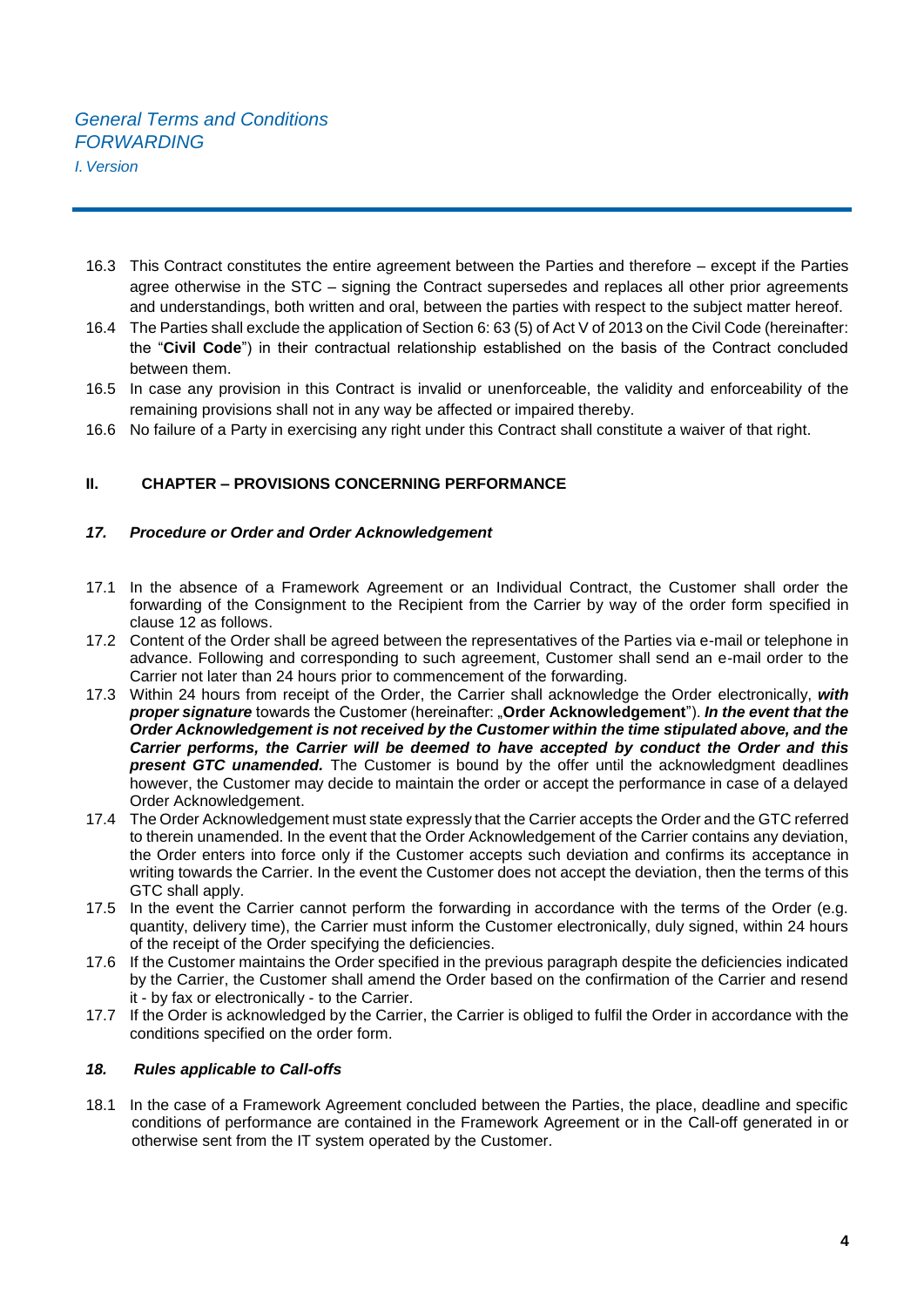16.3 This Contract constitutes the entire agreement between the Parties and therefore – except if the Parties agree otherwise in the STC – signing the Contract supersedes and replaces all other prior agreements and understandings, both written and oral, between the parties with respect to the subject matter hereof.

16.4 The Parties shall exclude the application of Section 6: 63 (5) of Act V of 2013 on the Civil Code (hereinafter: the "**Civil Code**") in their contractual relationship established on the basis of the Contract concluded between them.

16.5 In case any provision in this Contract is invalid or unenforceable, the validity and enforceability of the remaining provisions shall not in any way be affected or impaired thereby.

16.6 No failure of a Party in exercising any right under this Contract shall constitute a waiver of that right.

## II. CHAPTER – PROVISIONS CONCERNING PERFORMANCE

### *17. Procedure or Order and Order Acknowledgement*

17.1 In the absence of a Framework Agreement or an Individual Contract, the Customer shall order the forwarding of the Consignment to the Recipient from the Carrier by way of the order form specified in clause 12 as follows.

17.2 Content of the Order shall be agreed between the representatives of the Parties via e-mail or telephone in advance. Following and corresponding to such agreement, Customer shall send an e-mail order to the Carrier not later than 24 hours prior to commencement of the forwarding.

17.3 Within 24 hours from receipt of the Order, the Carrier shall acknowledge the Order electronically, ***with proper signature*** towards the Customer (hereinafter: „**Order Acknowledgement**"). ***In the event that the Order Acknowledgement is not received by the Customer within the time stipulated above, and the Carrier performs, the Carrier will be deemed to have accepted by conduct the Order and this present GTC unamended.*** The Customer is bound by the offer until the acknowledgment deadlines however, the Customer may decide to maintain the order or accept the performance in case of a delayed Order Acknowledgement.

17.4 The Order Acknowledgement must state expressly that the Carrier accepts the Order and the GTC referred to therein unamended. In the event that the Order Acknowledgement of the Carrier contains any deviation, the Order enters into force only if the Customer accepts such deviation and confirms its acceptance in writing towards the Carrier. In the event the Customer does not accept the deviation, then the terms of this GTC shall apply.

17.5 In the event the Carrier cannot perform the forwarding in accordance with the terms of the Order (e.g. quantity, delivery time), the Carrier must inform the Customer electronically, duly signed, within 24 hours of the receipt of the Order specifying the deficiencies.

17.6 If the Customer maintains the Order specified in the previous paragraph despite the deficiencies indicated by the Carrier, the Customer shall amend the Order based on the confirmation of the Carrier and resend it - by fax or electronically - to the Carrier.

17.7 If the Order is acknowledged by the Carrier, the Carrier is obliged to fulfil the Order in accordance with the conditions specified on the order form.

### *18. Rules applicable to Call-offs*

18.1 In the case of a Framework Agreement concluded between the Parties, the place, deadline and specific conditions of performance are contained in the Framework Agreement or in the Call-off generated in or otherwise sent from the IT system operated by the Customer.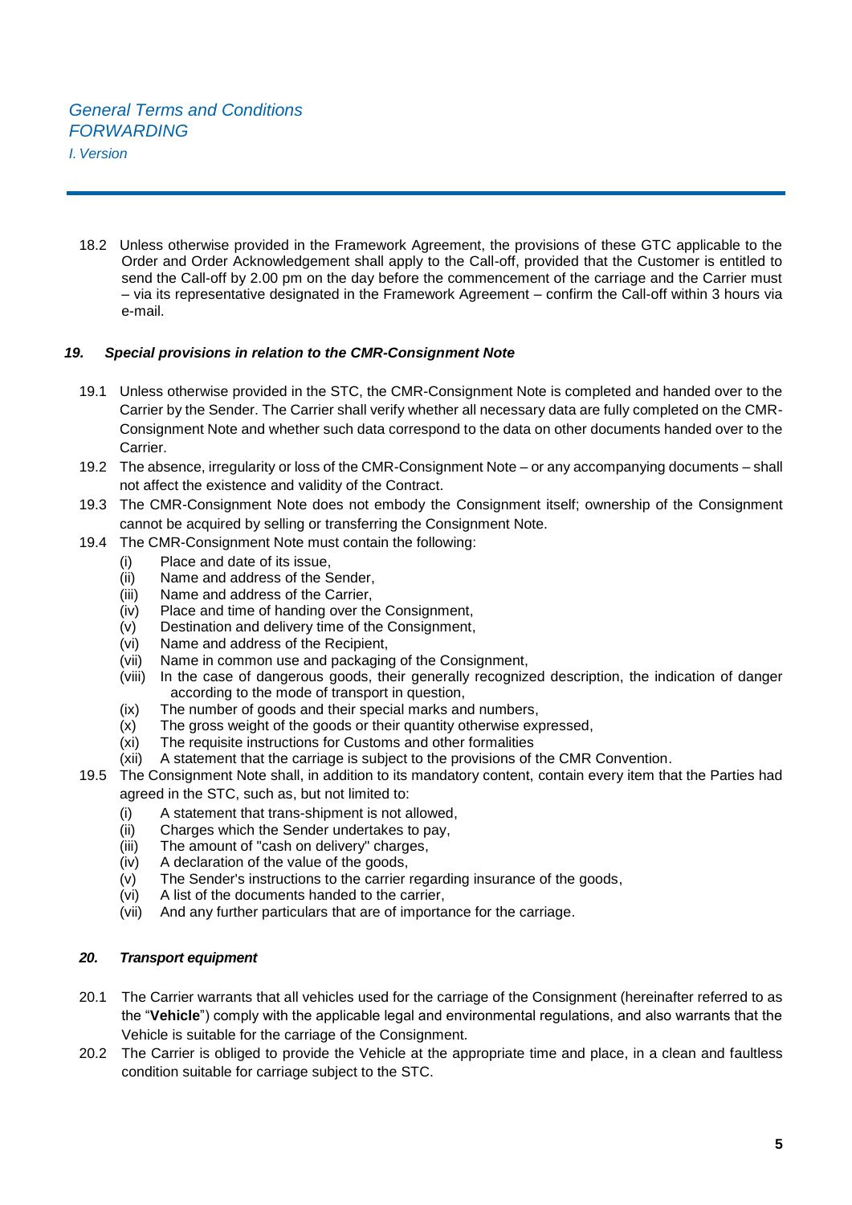18.2 Unless otherwise provided in the Framework Agreement, the provisions of these GTC applicable to the Order and Order Acknowledgement shall apply to the Call-off, provided that the Customer is entitled to send the Call-off by 2.00 pm on the day before the commencement of the carriage and the Carrier must – via its representative designated in the Framework Agreement – confirm the Call-off within 3 hours via e-mail.

### *19. Special provisions in relation to the CMR-Consignment Note*

19.1 Unless otherwise provided in the STC, the CMR-Consignment Note is completed and handed over to the Carrier by the Sender. The Carrier shall verify whether all necessary data are fully completed on the CMR-Consignment Note and whether such data correspond to the data on other documents handed over to the Carrier.

19.2 The absence, irregularity or loss of the CMR-Consignment Note – or any accompanying documents – shall not affect the existence and validity of the Contract.

19.3 The CMR-Consignment Note does not embody the Consignment itself; ownership of the Consignment cannot be acquired by selling or transferring the Consignment Note.

19.4 The CMR-Consignment Note must contain the following:

- (i) Place and date of its issue,
- (ii) Name and address of the Sender,
- (iii) Name and address of the Carrier,
- (iv) Place and time of handing over the Consignment,
- (v) Destination and delivery time of the Consignment,
- (vi) Name and address of the Recipient,
- (vii) Name in common use and packaging of the Consignment,
- (viii) In the case of dangerous goods, their generally recognized description, the indication of danger according to the mode of transport in question,
- (ix) The number of goods and their special marks and numbers,
- (x) The gross weight of the goods or their quantity otherwise expressed,
- (xi) The requisite instructions for Customs and other formalities
- (xii) A statement that the carriage is subject to the provisions of the CMR Convention.

19.5 The Consignment Note shall, in addition to its mandatory content, contain every item that the Parties had agreed in the STC, such as, but not limited to:

- (i) A statement that trans-shipment is not allowed,
- (ii) Charges which the Sender undertakes to pay,
- (iii) The amount of "cash on delivery" charges,
- (iv) A declaration of the value of the goods,
- (v) The Sender's instructions to the carrier regarding insurance of the goods,
- (vi) A list of the documents handed to the carrier,
- (vii) And any further particulars that are of importance for the carriage.

### *20. Transport equipment*

20.1 The Carrier warrants that all vehicles used for the carriage of the Consignment (hereinafter referred to as the "**Vehicle**") comply with the applicable legal and environmental regulations, and also warrants that the Vehicle is suitable for the carriage of the Consignment.

20.2 The Carrier is obliged to provide the Vehicle at the appropriate time and place, in a clean and faultless condition suitable for carriage subject to the STC.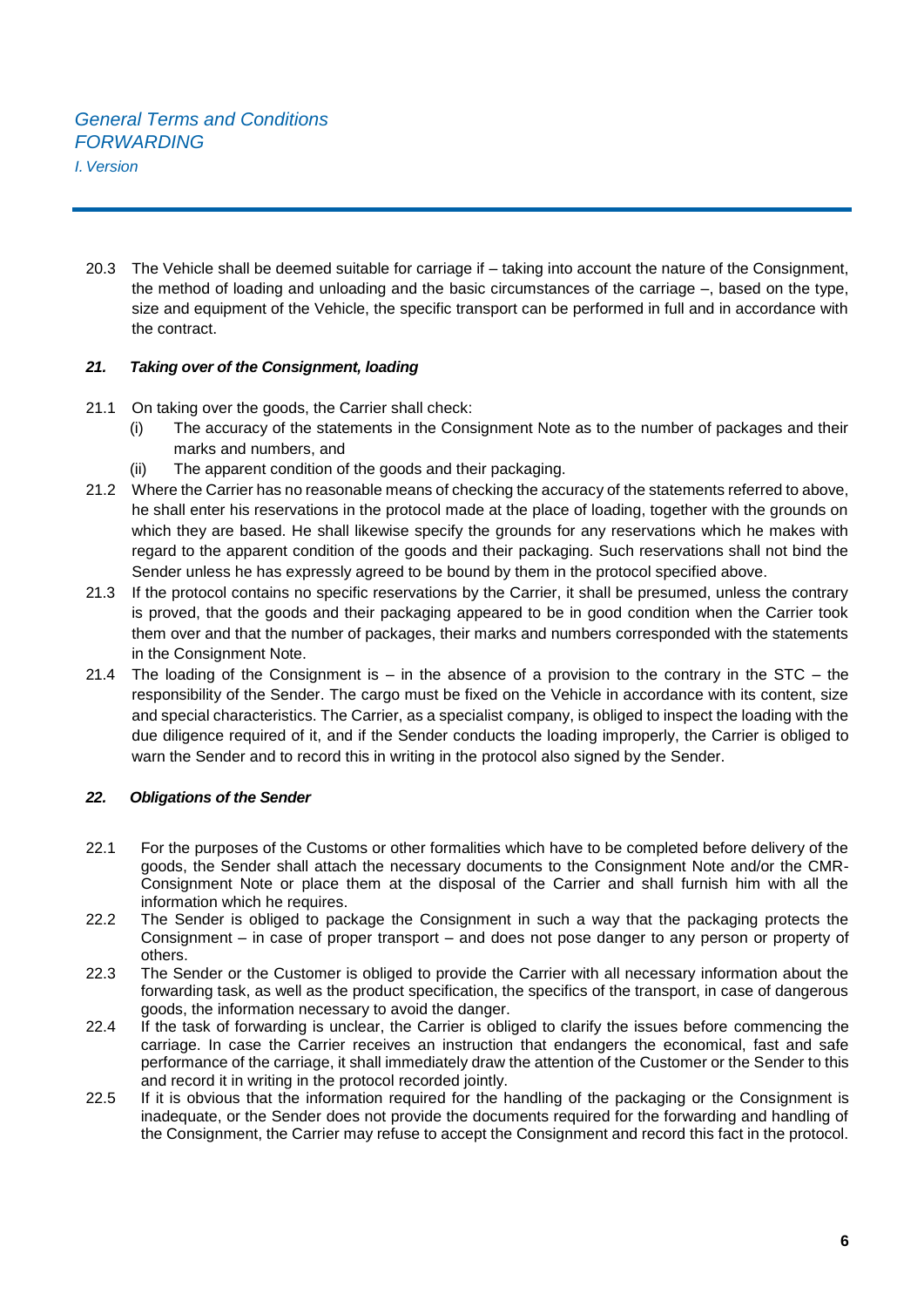20.3 The Vehicle shall be deemed suitable for carriage if – taking into account the nature of the Consignment, the method of loading and unloading and the basic circumstances of the carriage –, based on the type, size and equipment of the Vehicle, the specific transport can be performed in full and in accordance with the contract.

### *21. Taking over of the Consignment, loading*

21.1 On taking over the goods, the Carrier shall check:

- (i) The accuracy of the statements in the Consignment Note as to the number of packages and their marks and numbers, and
- (ii) The apparent condition of the goods and their packaging.

21.2 Where the Carrier has no reasonable means of checking the accuracy of the statements referred to above, he shall enter his reservations in the protocol made at the place of loading, together with the grounds on which they are based. He shall likewise specify the grounds for any reservations which he makes with regard to the apparent condition of the goods and their packaging. Such reservations shall not bind the Sender unless he has expressly agreed to be bound by them in the protocol specified above.

21.3 If the protocol contains no specific reservations by the Carrier, it shall be presumed, unless the contrary is proved, that the goods and their packaging appeared to be in good condition when the Carrier took them over and that the number of packages, their marks and numbers corresponded with the statements in the Consignment Note.

21.4 The loading of the Consignment is – in the absence of a provision to the contrary in the STC – the responsibility of the Sender. The cargo must be fixed on the Vehicle in accordance with its content, size and special characteristics. The Carrier, as a specialist company, is obliged to inspect the loading with the due diligence required of it, and if the Sender conducts the loading improperly, the Carrier is obliged to warn the Sender and to record this in writing in the protocol also signed by the Sender.

### *22. Obligations of the Sender*

22.1 For the purposes of the Customs or other formalities which have to be completed before delivery of the goods, the Sender shall attach the necessary documents to the Consignment Note and/or the CMR-Consignment Note or place them at the disposal of the Carrier and shall furnish him with all the information which he requires.

22.2 The Sender is obliged to package the Consignment in such a way that the packaging protects the Consignment – in case of proper transport – and does not pose danger to any person or property of others.

22.3 The Sender or the Customer is obliged to provide the Carrier with all necessary information about the forwarding task, as well as the product specification, the specifics of the transport, in case of dangerous goods, the information necessary to avoid the danger.

22.4 If the task of forwarding is unclear, the Carrier is obliged to clarify the issues before commencing the carriage. In case the Carrier receives an instruction that endangers the economical, fast and safe performance of the carriage, it shall immediately draw the attention of the Customer or the Sender to this and record it in writing in the protocol recorded jointly.

22.5 If it is obvious that the information required for the handling of the packaging or the Consignment is inadequate, or the Sender does not provide the documents required for the forwarding and handling of the Consignment, the Carrier may refuse to accept the Consignment and record this fact in the protocol.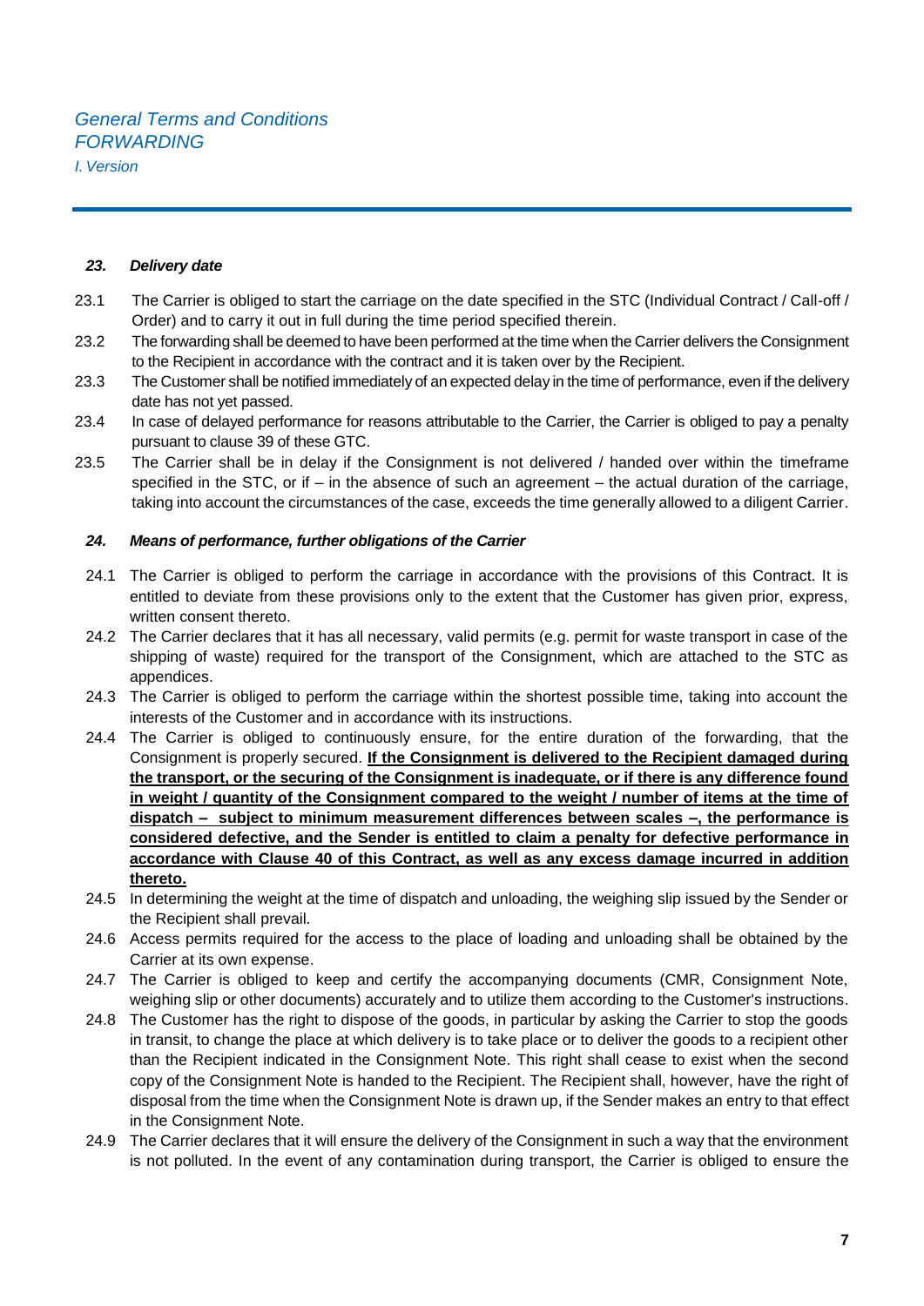### *23. Delivery date*

23.1 The Carrier is obliged to start the carriage on the date specified in the STC (Individual Contract / Call-off / Order) and to carry it out in full during the time period specified therein.

23.2 The forwarding shall be deemed to have been performed at the time when the Carrier delivers the Consignment to the Recipient in accordance with the contract and it is taken over by the Recipient.

23.3 The Customer shall be notified immediately of an expected delay in the time of performance, even if the delivery date has not yet passed.

23.4 In case of delayed performance for reasons attributable to the Carrier, the Carrier is obliged to pay a penalty pursuant to clause 39 of these GTC.

23.5 The Carrier shall be in delay if the Consignment is not delivered / handed over within the timeframe specified in the STC, or if – in the absence of such an agreement – the actual duration of the carriage, taking into account the circumstances of the case, exceeds the time generally allowed to a diligent Carrier.

### *24. Means of performance, further obligations of the Carrier*

24.1 The Carrier is obliged to perform the carriage in accordance with the provisions of this Contract. It is entitled to deviate from these provisions only to the extent that the Customer has given prior, express, written consent thereto.

24.2 The Carrier declares that it has all necessary, valid permits (e.g. permit for waste transport in case of the shipping of waste) required for the transport of the Consignment, which are attached to the STC as appendices.

24.3 The Carrier is obliged to perform the carriage within the shortest possible time, taking into account the interests of the Customer and in accordance with its instructions.

24.4 The Carrier is obliged to continuously ensure, for the entire duration of the forwarding, that the Consignment is properly secured. **If the Consignment is delivered to the Recipient damaged during the transport, or the securing of the Consignment is inadequate, or if there is any difference found in weight / quantity of the Consignment compared to the weight / number of items at the time of dispatch – subject to minimum measurement differences between scales –, the performance is considered defective, and the Sender is entitled to claim a penalty for defective performance in accordance with Clause 40 of this Contract, as well as any excess damage incurred in addition thereto.**

24.5 In determining the weight at the time of dispatch and unloading, the weighing slip issued by the Sender or the Recipient shall prevail.

24.6 Access permits required for the access to the place of loading and unloading shall be obtained by the Carrier at its own expense.

24.7 The Carrier is obliged to keep and certify the accompanying documents (CMR, Consignment Note, weighing slip or other documents) accurately and to utilize them according to the Customer's instructions.

24.8 The Customer has the right to dispose of the goods, in particular by asking the Carrier to stop the goods in transit, to change the place at which delivery is to take place or to deliver the goods to a recipient other than the Recipient indicated in the Consignment Note. This right shall cease to exist when the second copy of the Consignment Note is handed to the Recipient. The Recipient shall, however, have the right of disposal from the time when the Consignment Note is drawn up, if the Sender makes an entry to that effect in the Consignment Note.

24.9 The Carrier declares that it will ensure the delivery of the Consignment in such a way that the environment is not polluted. In the event of any contamination during transport, the Carrier is obliged to ensure the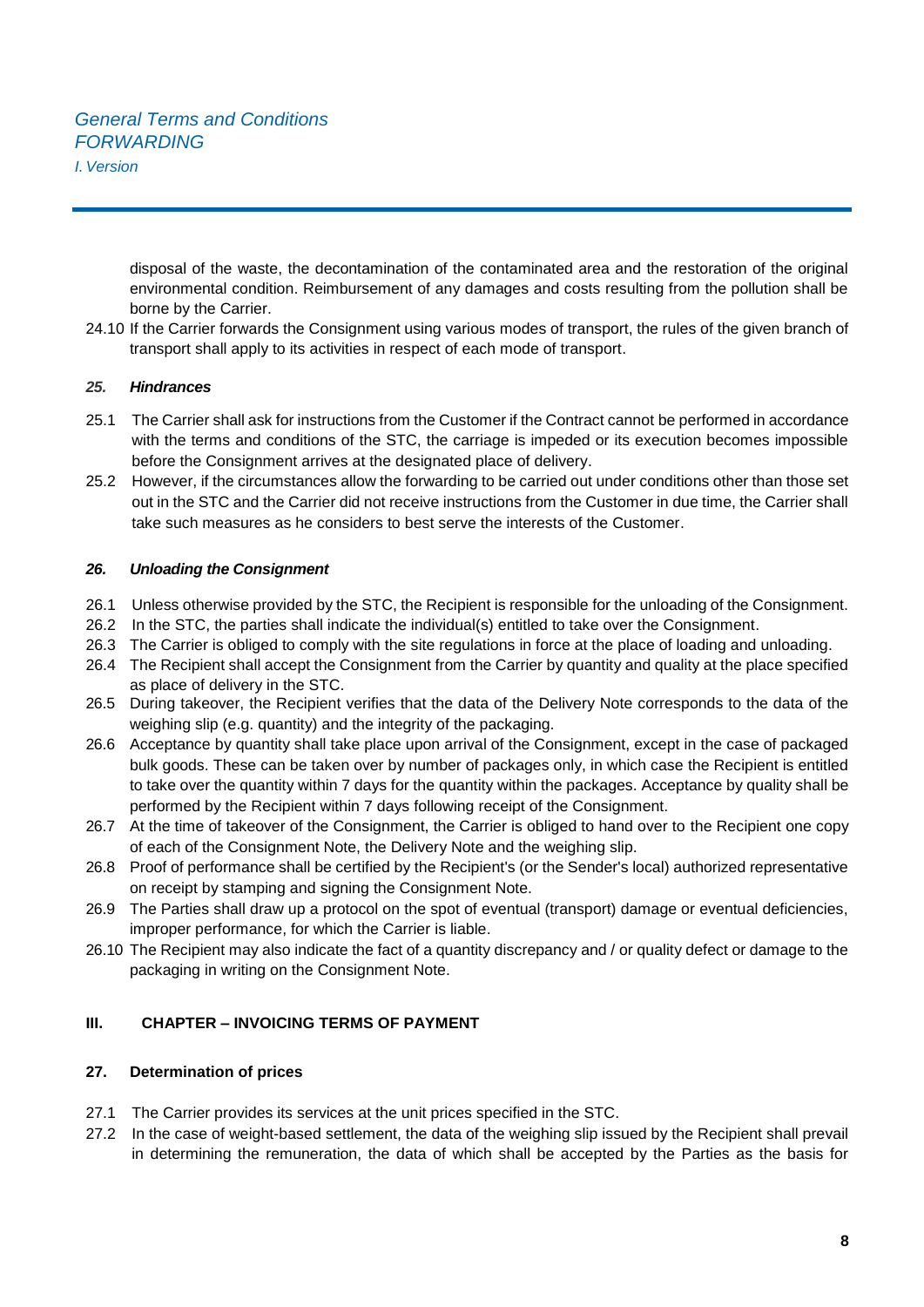disposal of the waste, the decontamination of the contaminated area and the restoration of the original environmental condition. Reimbursement of any damages and costs resulting from the pollution shall be borne by the Carrier.

24.10 If the Carrier forwards the Consignment using various modes of transport, the rules of the given branch of transport shall apply to its activities in respect of each mode of transport.

### *25. Hindrances*

25.1 The Carrier shall ask for instructions from the Customer if the Contract cannot be performed in accordance with the terms and conditions of the STC, the carriage is impeded or its execution becomes impossible before the Consignment arrives at the designated place of delivery.

25.2 However, if the circumstances allow the forwarding to be carried out under conditions other than those set out in the STC and the Carrier did not receive instructions from the Customer in due time, the Carrier shall take such measures as he considers to best serve the interests of the Customer.

### *26. Unloading the Consignment*

26.1 Unless otherwise provided by the STC, the Recipient is responsible for the unloading of the Consignment.

26.2 In the STC, the parties shall indicate the individual(s) entitled to take over the Consignment.

26.3 The Carrier is obliged to comply with the site regulations in force at the place of loading and unloading.

26.4 The Recipient shall accept the Consignment from the Carrier by quantity and quality at the place specified as place of delivery in the STC.

26.5 During takeover, the Recipient verifies that the data of the Delivery Note corresponds to the data of the weighing slip (e.g. quantity) and the integrity of the packaging.

26.6 Acceptance by quantity shall take place upon arrival of the Consignment, except in the case of packaged bulk goods. These can be taken over by number of packages only, in which case the Recipient is entitled to take over the quantity within 7 days for the quantity within the packages. Acceptance by quality shall be performed by the Recipient within 7 days following receipt of the Consignment.

26.7 At the time of takeover of the Consignment, the Carrier is obliged to hand over to the Recipient one copy of each of the Consignment Note, the Delivery Note and the weighing slip.

26.8 Proof of performance shall be certified by the Recipient's (or the Sender's local) authorized representative on receipt by stamping and signing the Consignment Note.

26.9 The Parties shall draw up a protocol on the spot of eventual (transport) damage or eventual deficiencies, improper performance, for which the Carrier is liable.

26.10 The Recipient may also indicate the fact of a quantity discrepancy and / or quality defect or damage to the packaging in writing on the Consignment Note.

## III. CHAPTER – INVOICING TERMS OF PAYMENT

### 27. Determination of prices

27.1 The Carrier provides its services at the unit prices specified in the STC.

27.2 In the case of weight-based settlement, the data of the weighing slip issued by the Recipient shall prevail in determining the remuneration, the data of which shall be accepted by the Parties as the basis for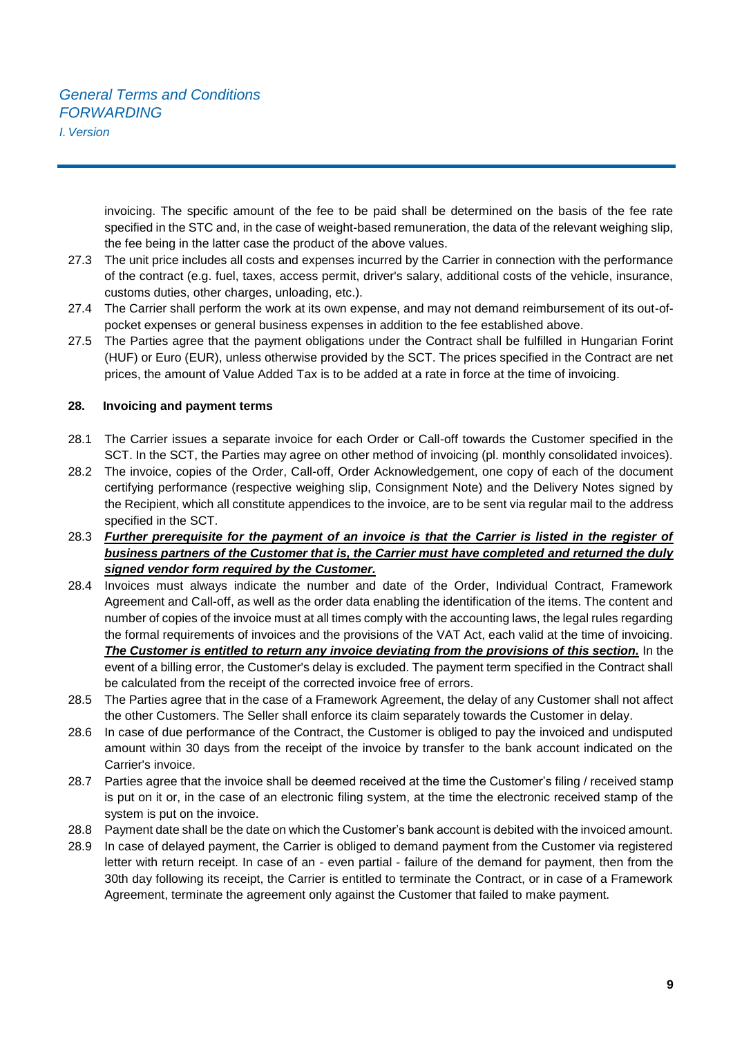invoicing. The specific amount of the fee to be paid shall be determined on the basis of the fee rate specified in the STC and, in the case of weight-based remuneration, the data of the relevant weighing slip, the fee being in the latter case the product of the above values.

27.3 The unit price includes all costs and expenses incurred by the Carrier in connection with the performance of the contract (e.g. fuel, taxes, access permit, driver's salary, additional costs of the vehicle, insurance, customs duties, other charges, unloading, etc.).

27.4 The Carrier shall perform the work at its own expense, and may not demand reimbursement of its out-of-pocket expenses or general business expenses in addition to the fee established above.

27.5 The Parties agree that the payment obligations under the Contract shall be fulfilled in Hungarian Forint (HUF) or Euro (EUR), unless otherwise provided by the SCT. The prices specified in the Contract are net prices, the amount of Value Added Tax is to be added at a rate in force at the time of invoicing.

## 28. Invoicing and payment terms

28.1 The Carrier issues a separate invoice for each Order or Call-off towards the Customer specified in the SCT. In the SCT, the Parties may agree on other method of invoicing (pl. monthly consolidated invoices).

28.2 The invoice, copies of the Order, Call-off, Order Acknowledgement, one copy of each of the document certifying performance (respective weighing slip, Consignment Note) and the Delivery Notes signed by the Recipient, which all constitute appendices to the invoice, are to be sent via regular mail to the address specified in the SCT.

28.3 ***Further prerequisite for the payment of an invoice is that the Carrier is listed in the register of business partners of the Customer that is, the Carrier must have completed and returned the duly signed vendor form required by the Customer.***

28.4 Invoices must always indicate the number and date of the Order, Individual Contract, Framework Agreement and Call-off, as well as the order data enabling the identification of the items. The content and number of copies of the invoice must at all times comply with the accounting laws, the legal rules regarding the formal requirements of invoices and the provisions of the VAT Act, each valid at the time of invoicing. ***The Customer is entitled to return any invoice deviating from the provisions of this section.*** In the event of a billing error, the Customer's delay is excluded. The payment term specified in the Contract shall be calculated from the receipt of the corrected invoice free of errors.

28.5 The Parties agree that in the case of a Framework Agreement, the delay of any Customer shall not affect the other Customers. The Seller shall enforce its claim separately towards the Customer in delay.

28.6 In case of due performance of the Contract, the Customer is obliged to pay the invoiced and undisputed amount within 30 days from the receipt of the invoice by transfer to the bank account indicated on the Carrier's invoice.

28.7 Parties agree that the invoice shall be deemed received at the time the Customer's filing / received stamp is put on it or, in the case of an electronic filing system, at the time the electronic received stamp of the system is put on the invoice.

28.8 Payment date shall be the date on which the Customer's bank account is debited with the invoiced amount.

28.9 In case of delayed payment, the Carrier is obliged to demand payment from the Customer via registered letter with return receipt. In case of an - even partial - failure of the demand for payment, then from the 30th day following its receipt, the Carrier is entitled to terminate the Contract, or in case of a Framework Agreement, terminate the agreement only against the Customer that failed to make payment.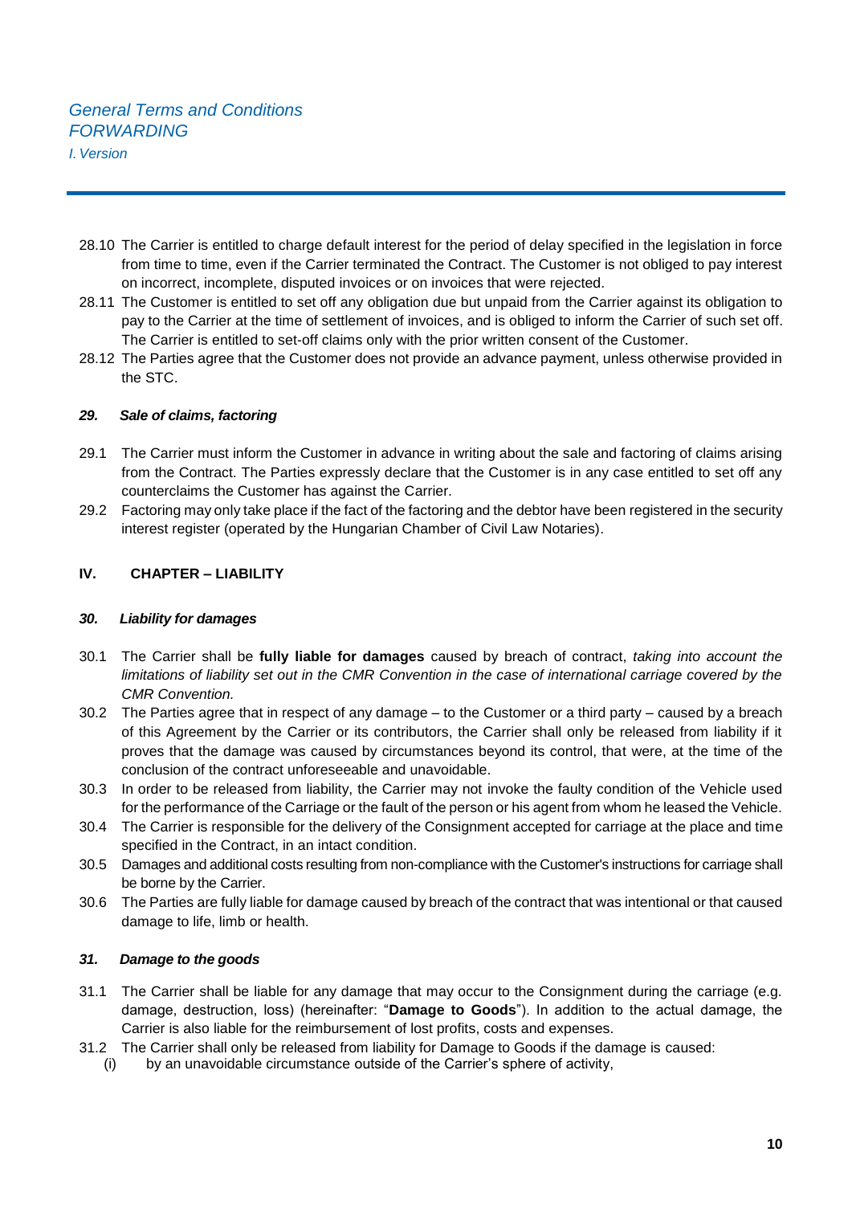28.10 The Carrier is entitled to charge default interest for the period of delay specified in the legislation in force from time to time, even if the Carrier terminated the Contract. The Customer is not obliged to pay interest on incorrect, incomplete, disputed invoices or on invoices that were rejected.

28.11 The Customer is entitled to set off any obligation due but unpaid from the Carrier against its obligation to pay to the Carrier at the time of settlement of invoices, and is obliged to inform the Carrier of such set off. The Carrier is entitled to set-off claims only with the prior written consent of the Customer.

28.12 The Parties agree that the Customer does not provide an advance payment, unless otherwise provided in the STC.

#### *29. Sale of claims, factoring*

29.1 The Carrier must inform the Customer in advance in writing about the sale and factoring of claims arising from the Contract. The Parties expressly declare that the Customer is in any case entitled to set off any counterclaims the Customer has against the Carrier.

29.2 Factoring may only take place if the fact of the factoring and the debtor have been registered in the security interest register (operated by the Hungarian Chamber of Civil Law Notaries).

### IV. CHAPTER – LIABILITY

#### *30. Liability for damages*

30.1 The Carrier shall be **fully liable for damages** caused by breach of contract, *taking into account the limitations of liability set out in the CMR Convention in the case of international carriage covered by the CMR Convention.*

30.2 The Parties agree that in respect of any damage – to the Customer or a third party – caused by a breach of this Agreement by the Carrier or its contributors, the Carrier shall only be released from liability if it proves that the damage was caused by circumstances beyond its control, that were, at the time of the conclusion of the contract unforeseeable and unavoidable.

30.3 In order to be released from liability, the Carrier may not invoke the faulty condition of the Vehicle used for the performance of the Carriage or the fault of the person or his agent from whom he leased the Vehicle.

30.4 The Carrier is responsible for the delivery of the Consignment accepted for carriage at the place and time specified in the Contract, in an intact condition.

30.5 Damages and additional costs resulting from non-compliance with the Customer's instructions for carriage shall be borne by the Carrier.

30.6 The Parties are fully liable for damage caused by breach of the contract that was intentional or that caused damage to life, limb or health.

#### *31. Damage to the goods*

31.1 The Carrier shall be liable for any damage that may occur to the Consignment during the carriage (e.g. damage, destruction, loss) (hereinafter: "**Damage to Goods**"). In addition to the actual damage, the Carrier is also liable for the reimbursement of lost profits, costs and expenses.

31.2 The Carrier shall only be released from liability for Damage to Goods if the damage is caused:

(i) by an unavoidable circumstance outside of the Carrier's sphere of activity,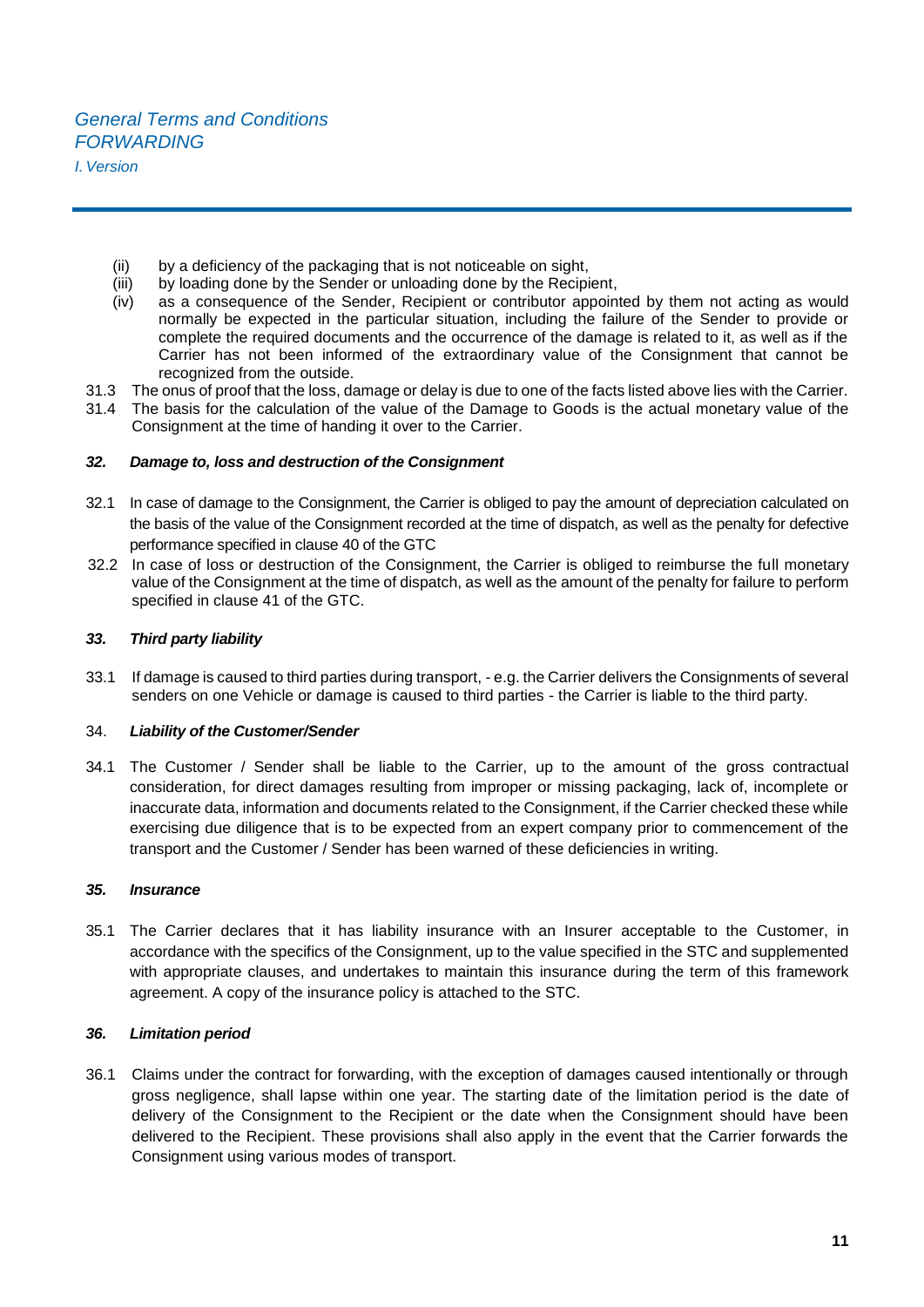(ii) by a deficiency of the packaging that is not noticeable on sight,

(iii) by loading done by the Sender or unloading done by the Recipient,

(iv) as a consequence of the Sender, Recipient or contributor appointed by them not acting as would normally be expected in the particular situation, including the failure of the Sender to provide or complete the required documents and the occurrence of the damage is related to it, as well as if the Carrier has not been informed of the extraordinary value of the Consignment that cannot be recognized from the outside.

31.3 The onus of proof that the loss, damage or delay is due to one of the facts listed above lies with the Carrier.

31.4 The basis for the calculation of the value of the Damage to Goods is the actual monetary value of the Consignment at the time of handing it over to the Carrier.

### *32. Damage to, loss and destruction of the Consignment*

32.1 In case of damage to the Consignment, the Carrier is obliged to pay the amount of depreciation calculated on the basis of the value of the Consignment recorded at the time of dispatch, as well as the penalty for defective performance specified in clause 40 of the GTC

32.2 In case of loss or destruction of the Consignment, the Carrier is obliged to reimburse the full monetary value of the Consignment at the time of dispatch, as well as the amount of the penalty for failure to perform specified in clause 41 of the GTC.

### *33. Third party liability*

33.1 If damage is caused to third parties during transport, - e.g. the Carrier delivers the Consignments of several senders on one Vehicle or damage is caused to third parties - the Carrier is liable to the third party.

### 34. *Liability of the Customer/Sender*

34.1 The Customer / Sender shall be liable to the Carrier, up to the amount of the gross contractual consideration, for direct damages resulting from improper or missing packaging, lack of, incomplete or inaccurate data, information and documents related to the Consignment, if the Carrier checked these while exercising due diligence that is to be expected from an expert company prior to commencement of the transport and the Customer / Sender has been warned of these deficiencies in writing.

### *35. Insurance*

35.1 The Carrier declares that it has liability insurance with an Insurer acceptable to the Customer, in accordance with the specifics of the Consignment, up to the value specified in the STC and supplemented with appropriate clauses, and undertakes to maintain this insurance during the term of this framework agreement. A copy of the insurance policy is attached to the STC.

### *36. Limitation period*

36.1 Claims under the contract for forwarding, with the exception of damages caused intentionally or through gross negligence, shall lapse within one year. The starting date of the limitation period is the date of delivery of the Consignment to the Recipient or the date when the Consignment should have been delivered to the Recipient. These provisions shall also apply in the event that the Carrier forwards the Consignment using various modes of transport.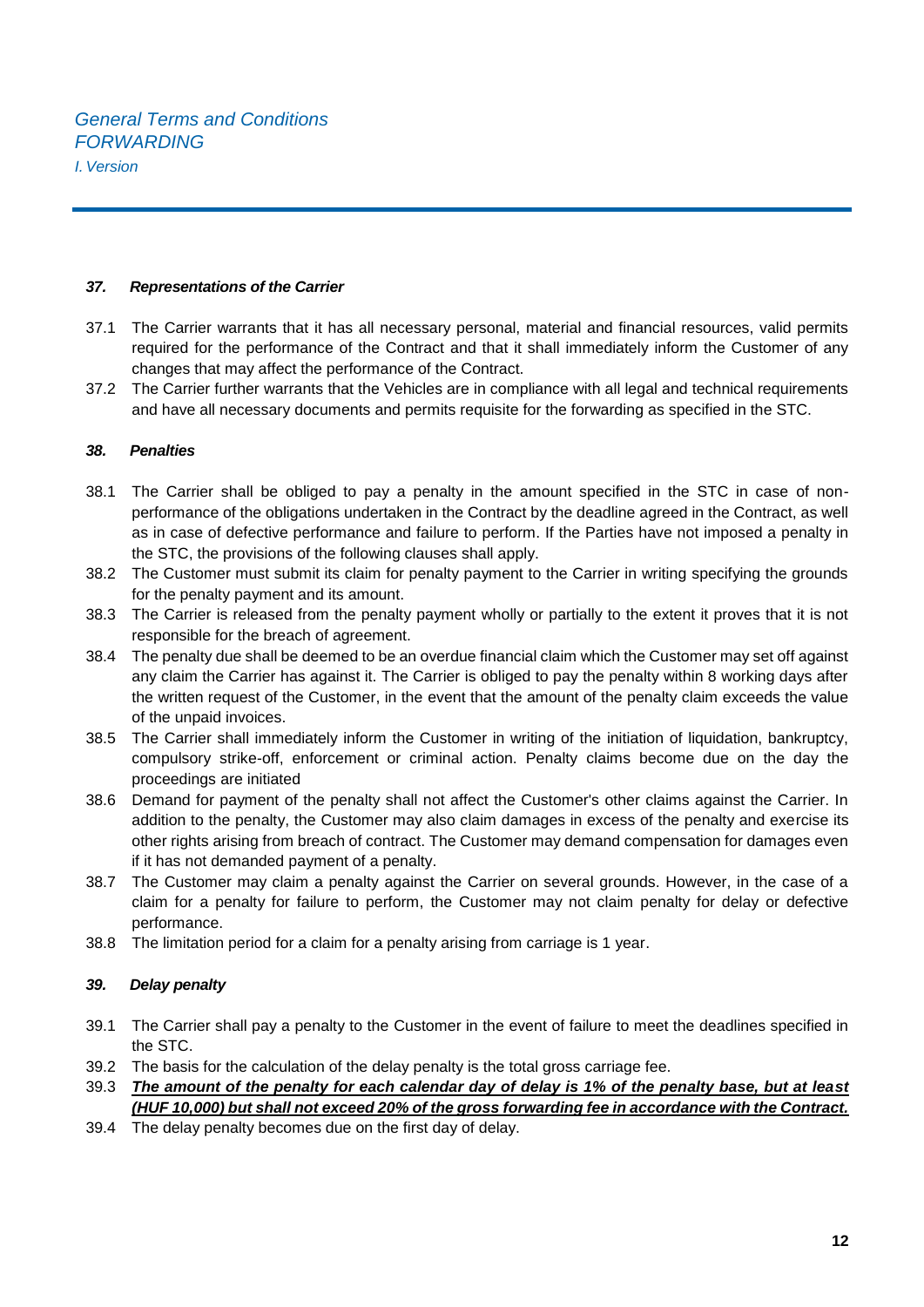### *37. Representations of the Carrier*

37.1 The Carrier warrants that it has all necessary personal, material and financial resources, valid permits required for the performance of the Contract and that it shall immediately inform the Customer of any changes that may affect the performance of the Contract.

37.2 The Carrier further warrants that the Vehicles are in compliance with all legal and technical requirements and have all necessary documents and permits requisite for the forwarding as specified in the STC.

### *38. Penalties*

38.1 The Carrier shall be obliged to pay a penalty in the amount specified in the STC in case of non-performance of the obligations undertaken in the Contract by the deadline agreed in the Contract, as well as in case of defective performance and failure to perform. If the Parties have not imposed a penalty in the STC, the provisions of the following clauses shall apply.

38.2 The Customer must submit its claim for penalty payment to the Carrier in writing specifying the grounds for the penalty payment and its amount.

38.3 The Carrier is released from the penalty payment wholly or partially to the extent it proves that it is not responsible for the breach of agreement.

38.4 The penalty due shall be deemed to be an overdue financial claim which the Customer may set off against any claim the Carrier has against it. The Carrier is obliged to pay the penalty within 8 working days after the written request of the Customer, in the event that the amount of the penalty claim exceeds the value of the unpaid invoices.

38.5 The Carrier shall immediately inform the Customer in writing of the initiation of liquidation, bankruptcy, compulsory strike-off, enforcement or criminal action. Penalty claims become due on the day the proceedings are initiated

38.6 Demand for payment of the penalty shall not affect the Customer's other claims against the Carrier. In addition to the penalty, the Customer may also claim damages in excess of the penalty and exercise its other rights arising from breach of contract. The Customer may demand compensation for damages even if it has not demanded payment of a penalty.

38.7 The Customer may claim a penalty against the Carrier on several grounds. However, in the case of a claim for a penalty for failure to perform, the Customer may not claim penalty for delay or defective performance.

38.8 The limitation period for a claim for a penalty arising from carriage is 1 year.

### *39. Delay penalty*

39.1 The Carrier shall pay a penalty to the Customer in the event of failure to meet the deadlines specified in the STC.

39.2 The basis for the calculation of the delay penalty is the total gross carriage fee.

39.3 ***The amount of the penalty for each calendar day of delay is 1% of the penalty base, but at least (HUF 10,000) but shall not exceed 20% of the gross forwarding fee in accordance with the Contract.***

39.4 The delay penalty becomes due on the first day of delay.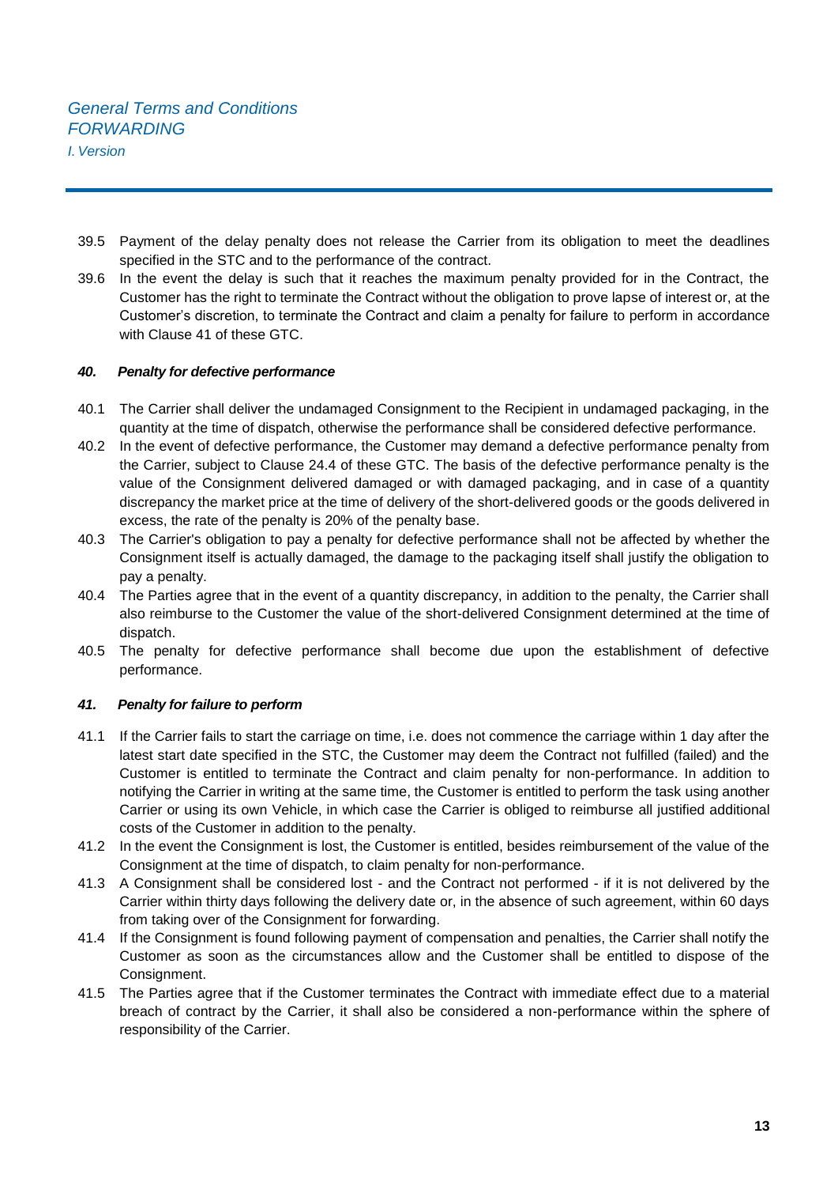39.5 Payment of the delay penalty does not release the Carrier from its obligation to meet the deadlines specified in the STC and to the performance of the contract.

39.6 In the event the delay is such that it reaches the maximum penalty provided for in the Contract, the Customer has the right to terminate the Contract without the obligation to prove lapse of interest or, at the Customer's discretion, to terminate the Contract and claim a penalty for failure to perform in accordance with Clause 41 of these GTC.

### *40. Penalty for defective performance*

40.1 The Carrier shall deliver the undamaged Consignment to the Recipient in undamaged packaging, in the quantity at the time of dispatch, otherwise the performance shall be considered defective performance.

40.2 In the event of defective performance, the Customer may demand a defective performance penalty from the Carrier, subject to Clause 24.4 of these GTC. The basis of the defective performance penalty is the value of the Consignment delivered damaged or with damaged packaging, and in case of a quantity discrepancy the market price at the time of delivery of the short-delivered goods or the goods delivered in excess, the rate of the penalty is 20% of the penalty base.

40.3 The Carrier's obligation to pay a penalty for defective performance shall not be affected by whether the Consignment itself is actually damaged, the damage to the packaging itself shall justify the obligation to pay a penalty.

40.4 The Parties agree that in the event of a quantity discrepancy, in addition to the penalty, the Carrier shall also reimburse to the Customer the value of the short-delivered Consignment determined at the time of dispatch.

40.5 The penalty for defective performance shall become due upon the establishment of defective performance.

### *41. Penalty for failure to perform*

41.1 If the Carrier fails to start the carriage on time, i.e. does not commence the carriage within 1 day after the latest start date specified in the STC, the Customer may deem the Contract not fulfilled (failed) and the Customer is entitled to terminate the Contract and claim penalty for non-performance. In addition to notifying the Carrier in writing at the same time, the Customer is entitled to perform the task using another Carrier or using its own Vehicle, in which case the Carrier is obliged to reimburse all justified additional costs of the Customer in addition to the penalty.

41.2 In the event the Consignment is lost, the Customer is entitled, besides reimbursement of the value of the Consignment at the time of dispatch, to claim penalty for non-performance.

41.3 A Consignment shall be considered lost - and the Contract not performed - if it is not delivered by the Carrier within thirty days following the delivery date or, in the absence of such agreement, within 60 days from taking over of the Consignment for forwarding.

41.4 If the Consignment is found following payment of compensation and penalties, the Carrier shall notify the Customer as soon as the circumstances allow and the Customer shall be entitled to dispose of the Consignment.

41.5 The Parties agree that if the Customer terminates the Contract with immediate effect due to a material breach of contract by the Carrier, it shall also be considered a non-performance within the sphere of responsibility of the Carrier.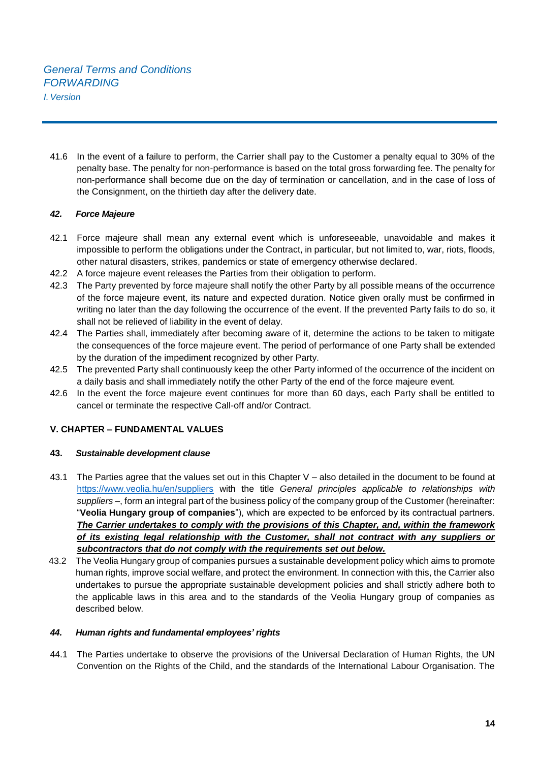41.6 In the event of a failure to perform, the Carrier shall pay to the Customer a penalty equal to 30% of the penalty base. The penalty for non-performance is based on the total gross forwarding fee. The penalty for non-performance shall become due on the day of termination or cancellation, and in the case of loss of the Consignment, on the thirtieth day after the delivery date.

#### *42. Force Majeure*

42.1 Force majeure shall mean any external event which is unforeseeable, unavoidable and makes it impossible to perform the obligations under the Contract, in particular, but not limited to, war, riots, floods, other natural disasters, strikes, pandemics or state of emergency otherwise declared.

42.2 A force majeure event releases the Parties from their obligation to perform.

42.3 The Party prevented by force majeure shall notify the other Party by all possible means of the occurrence of the force majeure event, its nature and expected duration. Notice given orally must be confirmed in writing no later than the day following the occurrence of the event. If the prevented Party fails to do so, it shall not be relieved of liability in the event of delay.

42.4 The Parties shall, immediately after becoming aware of it, determine the actions to be taken to mitigate the consequences of the force majeure event. The period of performance of one Party shall be extended by the duration of the impediment recognized by other Party.

42.5 The prevented Party shall continuously keep the other Party informed of the occurrence of the incident on a daily basis and shall immediately notify the other Party of the end of the force majeure event.

42.6 In the event the force majeure event continues for more than 60 days, each Party shall be entitled to cancel or terminate the respective Call-off and/or Contract.

### V. CHAPTER – FUNDAMENTAL VALUES

#### 43. *Sustainable development clause*

43.1 The Parties agree that the values set out in this Chapter V – also detailed in the document to be found at https://www.veolia.hu/en/suppliers with the title *General principles applicable to relationships with suppliers* –, form an integral part of the business policy of the company group of the Customer (hereinafter: "**Veolia Hungary group of companies**"), which are expected to be enforced by its contractual partners. ***The Carrier undertakes to comply with the provisions of this Chapter, and, within the framework of its existing legal relationship with the Customer, shall not contract with any suppliers or subcontractors that do not comply with the requirements set out below.***

43.2 The Veolia Hungary group of companies pursues a sustainable development policy which aims to promote human rights, improve social welfare, and protect the environment. In connection with this, the Carrier also undertakes to pursue the appropriate sustainable development policies and shall strictly adhere both to the applicable laws in this area and to the standards of the Veolia Hungary group of companies as described below.

#### *44. Human rights and fundamental employees' rights*

44.1 The Parties undertake to observe the provisions of the Universal Declaration of Human Rights, the UN Convention on the Rights of the Child, and the standards of the International Labour Organisation. The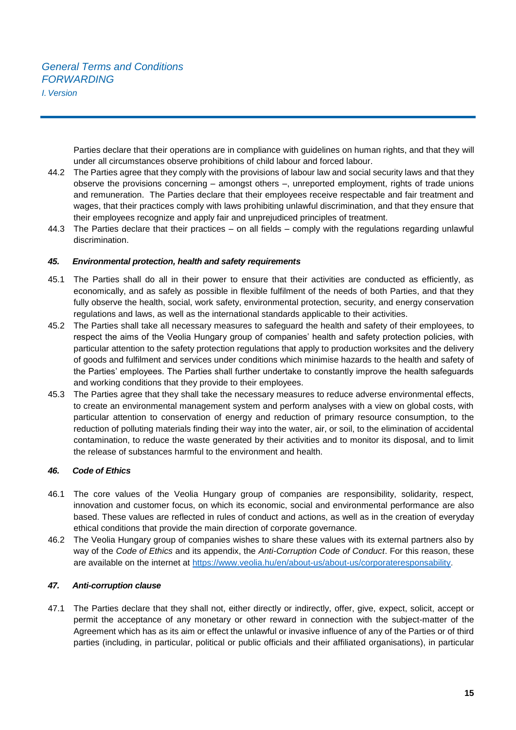Parties declare that their operations are in compliance with guidelines on human rights, and that they will under all circumstances observe prohibitions of child labour and forced labour.

44.2 The Parties agree that they comply with the provisions of labour law and social security laws and that they observe the provisions concerning – amongst others –, unreported employment, rights of trade unions and remuneration. The Parties declare that their employees receive respectable and fair treatment and wages, that their practices comply with laws prohibiting unlawful discrimination, and that they ensure that their employees recognize and apply fair and unprejudiced principles of treatment.

44.3 The Parties declare that their practices – on all fields – comply with the regulations regarding unlawful discrimination.

### ***45. Environmental protection, health and safety requirements***

45.1 The Parties shall do all in their power to ensure that their activities are conducted as efficiently, as economically, and as safely as possible in flexible fulfilment of the needs of both Parties, and that they fully observe the health, social, work safety, environmental protection, security, and energy conservation regulations and laws, as well as the international standards applicable to their activities.

45.2 The Parties shall take all necessary measures to safeguard the health and safety of their employees, to respect the aims of the Veolia Hungary group of companies' health and safety protection policies, with particular attention to the safety protection regulations that apply to production worksites and the delivery of goods and fulfilment and services under conditions which minimise hazards to the health and safety of the Parties' employees. The Parties shall further undertake to constantly improve the health safeguards and working conditions that they provide to their employees.

45.3 The Parties agree that they shall take the necessary measures to reduce adverse environmental effects, to create an environmental management system and perform analyses with a view on global costs, with particular attention to conservation of energy and reduction of primary resource consumption, to the reduction of polluting materials finding their way into the water, air, or soil, to the elimination of accidental contamination, to reduce the waste generated by their activities and to monitor its disposal, and to limit the release of substances harmful to the environment and health.

### ***46. Code of Ethics***

46.1 The core values of the Veolia Hungary group of companies are responsibility, solidarity, respect, innovation and customer focus, on which its economic, social and environmental performance are also based. These values are reflected in rules of conduct and actions, as well as in the creation of everyday ethical conditions that provide the main direction of corporate governance.

46.2 The Veolia Hungary group of companies wishes to share these values with its external partners also by way of the *Code of Ethics* and its appendix, the *Anti-Corruption Code of Conduct*. For this reason, these are available on the internet at [https://www.veolia.hu/en/about-us/about-us/corporateresponsability](https://www.veolia.hu/en/about-us/about-us/corporateresponsability).

### ***47. Anti-corruption clause***

47.1 The Parties declare that they shall not, either directly or indirectly, offer, give, expect, solicit, accept or permit the acceptance of any monetary or other reward in connection with the subject-matter of the Agreement which has as its aim or effect the unlawful or invasive influence of any of the Parties or of third parties (including, in particular, political or public officials and their affiliated organisations), in particular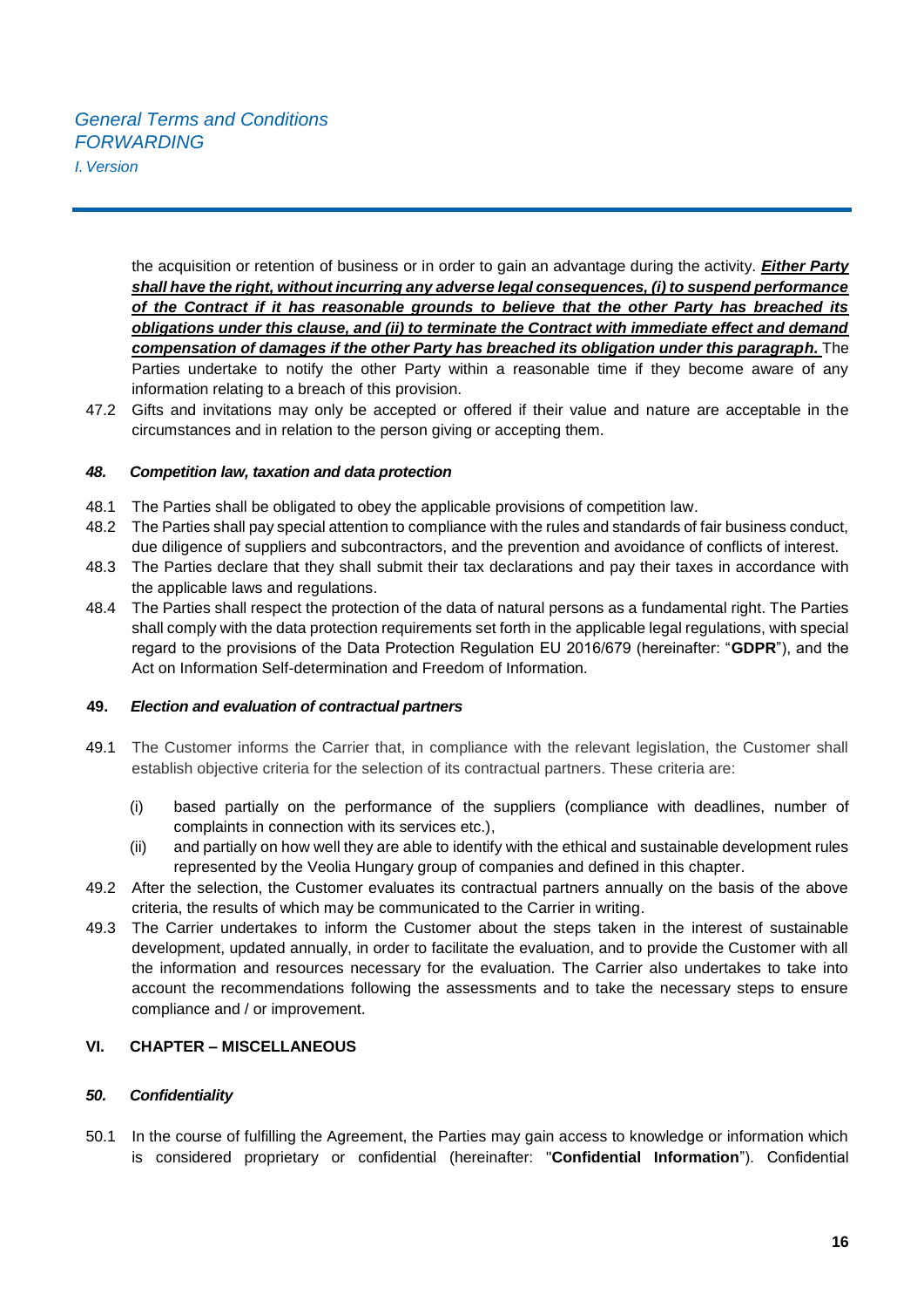the acquisition or retention of business or in order to gain an advantage during the activity. ***<u>Either Party shall have the right, without incurring any adverse legal consequences, (i) to suspend performance of the Contract if it has reasonable grounds to believe that the other Party has breached its obligations under this clause, and (ii) to terminate the Contract with immediate effect and demand compensation of damages if the other Party has breached its obligation under this paragraph.</u>*** The Parties undertake to notify the other Party within a reasonable time if they become aware of any information relating to a breach of this provision.

47.2 Gifts and invitations may only be accepted or offered if their value and nature are acceptable in the circumstances and in relation to the person giving or accepting them.

### *48. Competition law, taxation and data protection*

48.1 The Parties shall be obligated to obey the applicable provisions of competition law.

48.2 The Parties shall pay special attention to compliance with the rules and standards of fair business conduct, due diligence of suppliers and subcontractors, and the prevention and avoidance of conflicts of interest.

48.3 The Parties declare that they shall submit their tax declarations and pay their taxes in accordance with the applicable laws and regulations.

48.4 The Parties shall respect the protection of the data of natural persons as a fundamental right. The Parties shall comply with the data protection requirements set forth in the applicable legal regulations, with special regard to the provisions of the Data Protection Regulation EU 2016/679 (hereinafter: "**GDPR**"), and the Act on Information Self-determination and Freedom of Information.

### **49.** *Election and evaluation of contractual partners*

49.1 The Customer informs the Carrier that, in compliance with the relevant legislation, the Customer shall establish objective criteria for the selection of its contractual partners. These criteria are:

- (i) based partially on the performance of the suppliers (compliance with deadlines, number of complaints in connection with its services etc.),
- (ii) and partially on how well they are able to identify with the ethical and sustainable development rules represented by the Veolia Hungary group of companies and defined in this chapter.

49.2 After the selection, the Customer evaluates its contractual partners annually on the basis of the above criteria, the results of which may be communicated to the Carrier in writing.

49.3 The Carrier undertakes to inform the Customer about the steps taken in the interest of sustainable development, updated annually, in order to facilitate the evaluation, and to provide the Customer with all the information and resources necessary for the evaluation. The Carrier also undertakes to take into account the recommendations following the assessments and to take the necessary steps to ensure compliance and / or improvement.

## VI. CHAPTER – MISCELLANEOUS

### *50. Confidentiality*

50.1 In the course of fulfilling the Agreement, the Parties may gain access to knowledge or information which is considered proprietary or confidential (hereinafter: "**Confidential Information**"). Confidential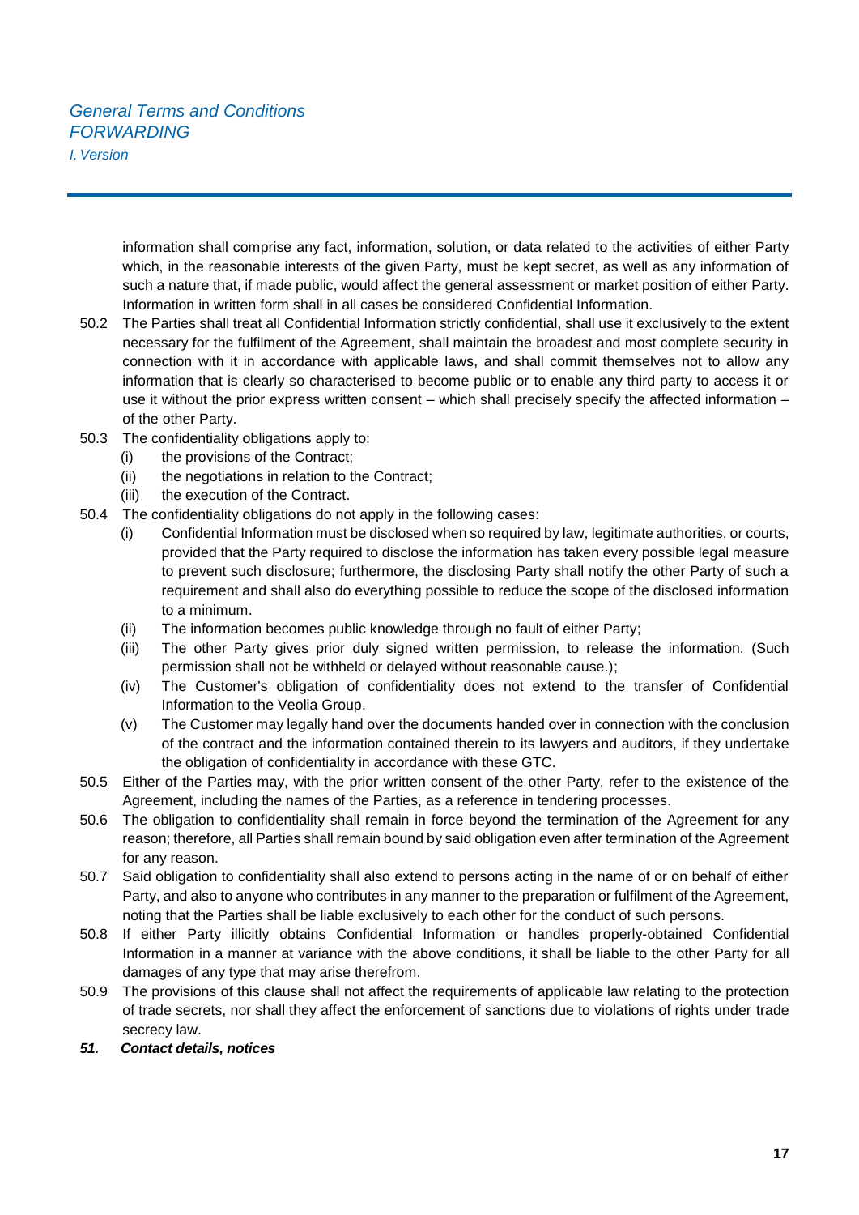information shall comprise any fact, information, solution, or data related to the activities of either Party which, in the reasonable interests of the given Party, must be kept secret, as well as any information of such a nature that, if made public, would affect the general assessment or market position of either Party. Information in written form shall in all cases be considered Confidential Information.

50.2 The Parties shall treat all Confidential Information strictly confidential, shall use it exclusively to the extent necessary for the fulfilment of the Agreement, shall maintain the broadest and most complete security in connection with it in accordance with applicable laws, and shall commit themselves not to allow any information that is clearly so characterised to become public or to enable any third party to access it or use it without the prior express written consent – which shall precisely specify the affected information – of the other Party.

50.3 The confidentiality obligations apply to:

- (i) the provisions of the Contract;
- (ii) the negotiations in relation to the Contract;
- (iii) the execution of the Contract.

50.4 The confidentiality obligations do not apply in the following cases:

- (i) Confidential Information must be disclosed when so required by law, legitimate authorities, or courts, provided that the Party required to disclose the information has taken every possible legal measure to prevent such disclosure; furthermore, the disclosing Party shall notify the other Party of such a requirement and shall also do everything possible to reduce the scope of the disclosed information to a minimum.
- (ii) The information becomes public knowledge through no fault of either Party;
- (iii) The other Party gives prior duly signed written permission, to release the information. (Such permission shall not be withheld or delayed without reasonable cause.);
- (iv) The Customer's obligation of confidentiality does not extend to the transfer of Confidential Information to the Veolia Group.
- (v) The Customer may legally hand over the documents handed over in connection with the conclusion of the contract and the information contained therein to its lawyers and auditors, if they undertake the obligation of confidentiality in accordance with these GTC.

50.5 Either of the Parties may, with the prior written consent of the other Party, refer to the existence of the Agreement, including the names of the Parties, as a reference in tendering processes.

50.6 The obligation to confidentiality shall remain in force beyond the termination of the Agreement for any reason; therefore, all Parties shall remain bound by said obligation even after termination of the Agreement for any reason.

50.7 Said obligation to confidentiality shall also extend to persons acting in the name of or on behalf of either Party, and also to anyone who contributes in any manner to the preparation or fulfilment of the Agreement, noting that the Parties shall be liable exclusively to each other for the conduct of such persons.

50.8 If either Party illicitly obtains Confidential Information or handles properly-obtained Confidential Information in a manner at variance with the above conditions, it shall be liable to the other Party for all damages of any type that may arise therefrom.

50.9 The provisions of this clause shall not affect the requirements of applicable law relating to the protection of trade secrets, nor shall they affect the enforcement of sanctions due to violations of rights under trade secrecy law.

***51. Contact details, notices***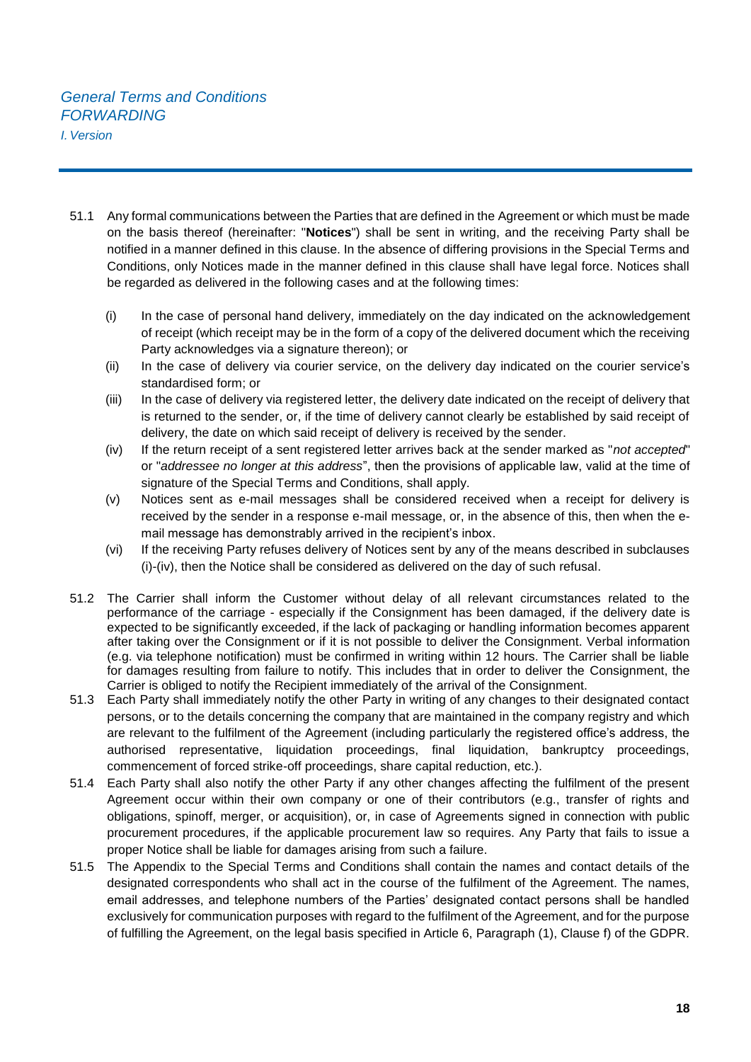51.1 Any formal communications between the Parties that are defined in the Agreement or which must be made on the basis thereof (hereinafter: "**Notices**") shall be sent in writing, and the receiving Party shall be notified in a manner defined in this clause. In the absence of differing provisions in the Special Terms and Conditions, only Notices made in the manner defined in this clause shall have legal force. Notices shall be regarded as delivered in the following cases and at the following times:

- (i) In the case of personal hand delivery, immediately on the day indicated on the acknowledgement of receipt (which receipt may be in the form of a copy of the delivered document which the receiving Party acknowledges via a signature thereon); or
- (ii) In the case of delivery via courier service, on the delivery day indicated on the courier service's standardised form; or
- (iii) In the case of delivery via registered letter, the delivery date indicated on the receipt of delivery that is returned to the sender, or, if the time of delivery cannot clearly be established by said receipt of delivery, the date on which said receipt of delivery is received by the sender.
- (iv) If the return receipt of a sent registered letter arrives back at the sender marked as "*not accepted*" or "*addressee no longer at this address*", then the provisions of applicable law, valid at the time of signature of the Special Terms and Conditions, shall apply.
- (v) Notices sent as e-mail messages shall be considered received when a receipt for delivery is received by the sender in a response e-mail message, or, in the absence of this, then when the e-mail message has demonstrably arrived in the recipient's inbox.
- (vi) If the receiving Party refuses delivery of Notices sent by any of the means described in subclauses (i)-(iv), then the Notice shall be considered as delivered on the day of such refusal.

51.2 The Carrier shall inform the Customer without delay of all relevant circumstances related to the performance of the carriage - especially if the Consignment has been damaged, if the delivery date is expected to be significantly exceeded, if the lack of packaging or handling information becomes apparent after taking over the Consignment or if it is not possible to deliver the Consignment. Verbal information (e.g. via telephone notification) must be confirmed in writing within 12 hours. The Carrier shall be liable for damages resulting from failure to notify. This includes that in order to deliver the Consignment, the Carrier is obliged to notify the Recipient immediately of the arrival of the Consignment.

51.3 Each Party shall immediately notify the other Party in writing of any changes to their designated contact persons, or to the details concerning the company that are maintained in the company registry and which are relevant to the fulfilment of the Agreement (including particularly the registered office's address, the authorised representative, liquidation proceedings, final liquidation, bankruptcy proceedings, commencement of forced strike-off proceedings, share capital reduction, etc.).

51.4 Each Party shall also notify the other Party if any other changes affecting the fulfilment of the present Agreement occur within their own company or one of their contributors (e.g., transfer of rights and obligations, spinoff, merger, or acquisition), or, in case of Agreements signed in connection with public procurement procedures, if the applicable procurement law so requires. Any Party that fails to issue a proper Notice shall be liable for damages arising from such a failure.

51.5 The Appendix to the Special Terms and Conditions shall contain the names and contact details of the designated correspondents who shall act in the course of the fulfilment of the Agreement. The names, email addresses, and telephone numbers of the Parties' designated contact persons shall be handled exclusively for communication purposes with regard to the fulfilment of the Agreement, and for the purpose of fulfilling the Agreement, on the legal basis specified in Article 6, Paragraph (1), Clause f) of the GDPR.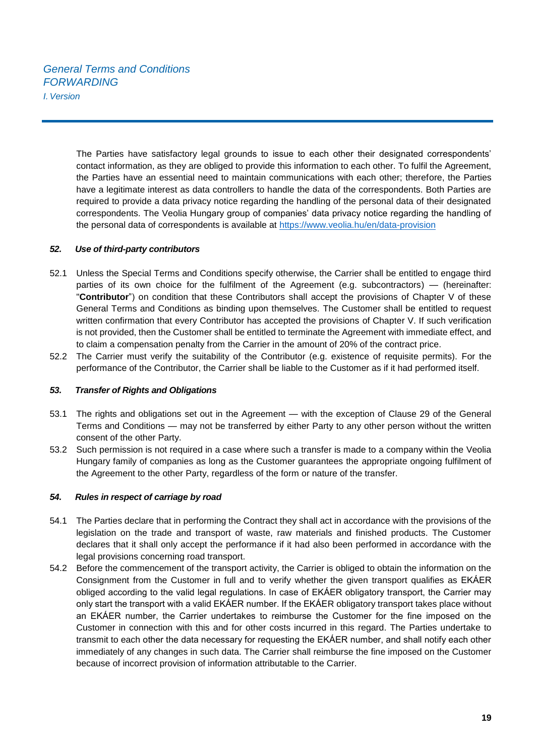The Parties have satisfactory legal grounds to issue to each other their designated correspondents' contact information, as they are obliged to provide this information to each other. To fulfil the Agreement, the Parties have an essential need to maintain communications with each other; therefore, the Parties have a legitimate interest as data controllers to handle the data of the correspondents. Both Parties are required to provide a data privacy notice regarding the handling of the personal data of their designated correspondents. The Veolia Hungary group of companies' data privacy notice regarding the handling of the personal data of correspondents is available at https://www.veolia.hu/en/data-provision

### *52. Use of third-party contributors*

52.1 Unless the Special Terms and Conditions specify otherwise, the Carrier shall be entitled to engage third parties of its own choice for the fulfilment of the Agreement (e.g. subcontractors) — (hereinafter: "**Contributor**") on condition that these Contributors shall accept the provisions of Chapter V of these General Terms and Conditions as binding upon themselves. The Customer shall be entitled to request written confirmation that every Contributor has accepted the provisions of Chapter V. If such verification is not provided, then the Customer shall be entitled to terminate the Agreement with immediate effect, and to claim a compensation penalty from the Carrier in the amount of 20% of the contract price.

52.2 The Carrier must verify the suitability of the Contributor (e.g. existence of requisite permits). For the performance of the Contributor, the Carrier shall be liable to the Customer as if it had performed itself.

### *53. Transfer of Rights and Obligations*

53.1 The rights and obligations set out in the Agreement — with the exception of Clause 29 of the General Terms and Conditions — may not be transferred by either Party to any other person without the written consent of the other Party.

53.2 Such permission is not required in a case where such a transfer is made to a company within the Veolia Hungary family of companies as long as the Customer guarantees the appropriate ongoing fulfilment of the Agreement to the other Party, regardless of the form or nature of the transfer.

### *54. Rules in respect of carriage by road*

54.1 The Parties declare that in performing the Contract they shall act in accordance with the provisions of the legislation on the trade and transport of waste, raw materials and finished products. The Customer declares that it shall only accept the performance if it had also been performed in accordance with the legal provisions concerning road transport.

54.2 Before the commencement of the transport activity, the Carrier is obliged to obtain the information on the Consignment from the Customer in full and to verify whether the given transport qualifies as EKÁER obliged according to the valid legal regulations. In case of EKÁER obligatory transport, the Carrier may only start the transport with a valid EKÁER number. If the EKÁER obligatory transport takes place without an EKÁER number, the Carrier undertakes to reimburse the Customer for the fine imposed on the Customer in connection with this and for other costs incurred in this regard. The Parties undertake to transmit to each other the data necessary for requesting the EKÁER number, and shall notify each other immediately of any changes in such data. The Carrier shall reimburse the fine imposed on the Customer because of incorrect provision of information attributable to the Carrier.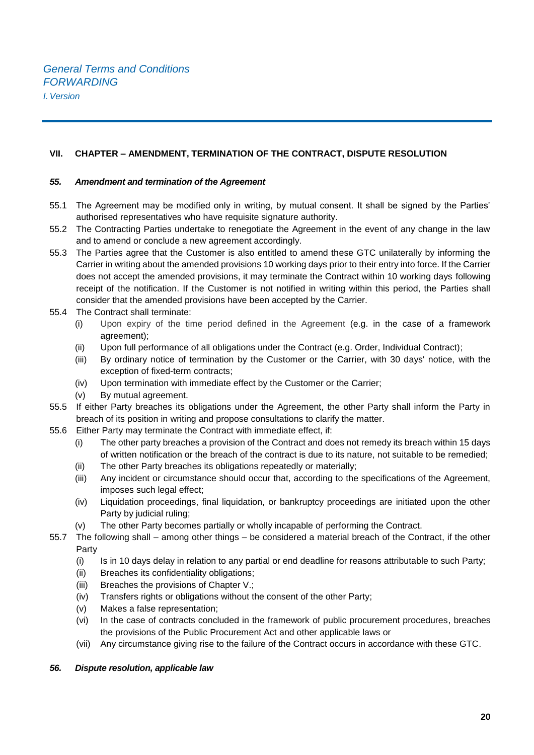## VII. CHAPTER – AMENDMENT, TERMINATION OF THE CONTRACT, DISPUTE RESOLUTION

### *55. Amendment and termination of the Agreement*

55.1 The Agreement may be modified only in writing, by mutual consent. It shall be signed by the Parties' authorised representatives who have requisite signature authority.

55.2 The Contracting Parties undertake to renegotiate the Agreement in the event of any change in the law and to amend or conclude a new agreement accordingly.

55.3 The Parties agree that the Customer is also entitled to amend these GTC unilaterally by informing the Carrier in writing about the amended provisions 10 working days prior to their entry into force. If the Carrier does not accept the amended provisions, it may terminate the Contract within 10 working days following receipt of the notification. If the Customer is not notified in writing within this period, the Parties shall consider that the amended provisions have been accepted by the Carrier.

55.4 The Contract shall terminate:

- (i) Upon expiry of the time period defined in the Agreement (e.g. in the case of a framework agreement);
- (ii) Upon full performance of all obligations under the Contract (e.g. Order, Individual Contract);
- (iii) By ordinary notice of termination by the Customer or the Carrier, with 30 days' notice, with the exception of fixed-term contracts;
- (iv) Upon termination with immediate effect by the Customer or the Carrier;
- (v) By mutual agreement.

55.5 If either Party breaches its obligations under the Agreement, the other Party shall inform the Party in breach of its position in writing and propose consultations to clarify the matter.

55.6 Either Party may terminate the Contract with immediate effect, if:

- (i) The other party breaches a provision of the Contract and does not remedy its breach within 15 days of written notification or the breach of the contract is due to its nature, not suitable to be remedied;
- (ii) The other Party breaches its obligations repeatedly or materially;
- (iii) Any incident or circumstance should occur that, according to the specifications of the Agreement, imposes such legal effect;
- (iv) Liquidation proceedings, final liquidation, or bankruptcy proceedings are initiated upon the other Party by judicial ruling;
- (v) The other Party becomes partially or wholly incapable of performing the Contract.

55.7 The following shall – among other things – be considered a material breach of the Contract, if the other Party

- (i) Is in 10 days delay in relation to any partial or end deadline for reasons attributable to such Party;
- (ii) Breaches its confidentiality obligations;
- (iii) Breaches the provisions of Chapter V.;
- (iv) Transfers rights or obligations without the consent of the other Party;
- (v) Makes a false representation;
- (vi) In the case of contracts concluded in the framework of public procurement procedures, breaches the provisions of the Public Procurement Act and other applicable laws or
- (vii) Any circumstance giving rise to the failure of the Contract occurs in accordance with these GTC.

### *56. Dispute resolution, applicable law*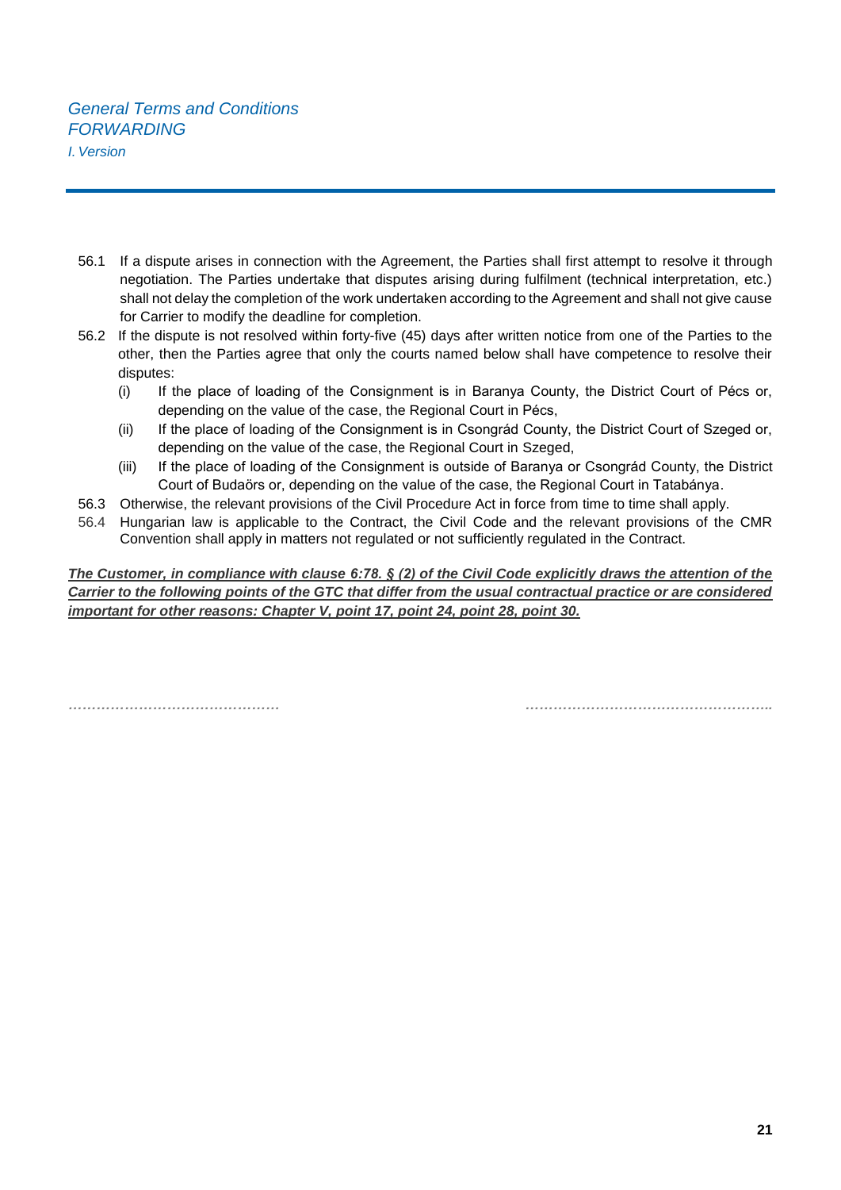56.1 If a dispute arises in connection with the Agreement, the Parties shall first attempt to resolve it through negotiation. The Parties undertake that disputes arising during fulfilment (technical interpretation, etc.) shall not delay the completion of the work undertaken according to the Agreement and shall not give cause for Carrier to modify the deadline for completion.

56.2 If the dispute is not resolved within forty-five (45) days after written notice from one of the Parties to the other, then the Parties agree that only the courts named below shall have competence to resolve their disputes:

  (i) If the place of loading of the Consignment is in Baranya County, the District Court of Pécs or, depending on the value of the case, the Regional Court in Pécs,

  (ii) If the place of loading of the Consignment is in Csongrád County, the District Court of Szeged or, depending on the value of the case, the Regional Court in Szeged,

  (iii) If the place of loading of the Consignment is outside of Baranya or Csongrád County, the District Court of Budaörs or, depending on the value of the case, the Regional Court in Tatabánya.

56.3 Otherwise, the relevant provisions of the Civil Procedure Act in force from time to time shall apply.

56.4 Hungarian law is applicable to the Contract, the Civil Code and the relevant provisions of the CMR Convention shall apply in matters not regulated or not sufficiently regulated in the Contract.

***The Customer, in compliance with clause 6:78. § (2) of the Civil Code explicitly draws the attention of the Carrier to the following points of the GTC that differ from the usual contractual practice or are considered important for other reasons: Chapter V, point 17, point 24, point 28, point 30.***

……………………………………… ……………………………………………..